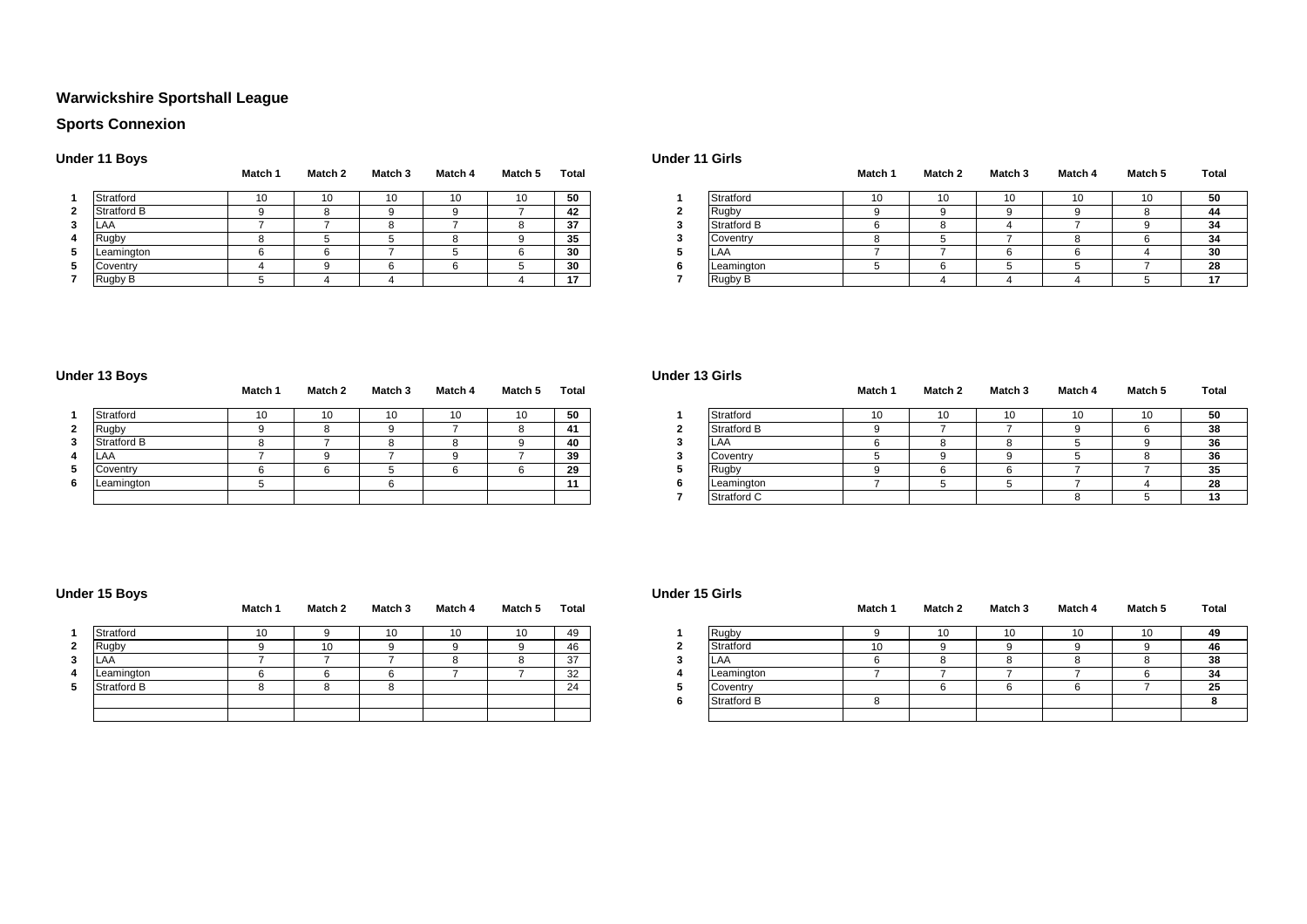# Warwickshire Sportshall League

## Sports Connexion

### Under 11 Boys

| | | Match 1 | Match 2 | Match 3 | Match 4 | Match 5 | Total |
|---|---|---|---|---|---|---|---|
| 1 | Stratford | 10 | 10 | 10 | 10 | 10 | **50** |
| 2 | Stratford B | 9 | 8 | 9 | 9 | 7 | **42** |
| 3 | LAA | 7 | 7 | 8 | 7 | 8 | **37** |
| 4 | Rugby | 8 | 5 | 5 | 8 | 9 | **35** |
| 5 | Leamington | 6 | 6 | 7 | 5 | 6 | **30** |
| 5 | Coventry | 4 | 9 | 6 | 6 | 5 | **30** |
| 7 | Rugby B | 5 | 4 | 4 | | 4 | **17** |

### Under 11 Girls

| | | Match 1 | Match 2 | Match 3 | Match 4 | Match 5 | Total |
|---|---|---|---|---|---|---|---|
| 1 | Stratford | 10 | 10 | 10 | 10 | 10 | **50** |
| 2 | Rugby | 9 | 9 | 9 | 9 | 8 | **44** |
| 3 | Stratford B | 6 | 8 | 4 | 7 | 9 | **34** |
| 3 | Coventry | 8 | 5 | 7 | 8 | 6 | **34** |
| 5 | LAA | 7 | 7 | 6 | 6 | 4 | **30** |
| 6 | Leamington | 5 | 6 | 5 | 5 | 7 | **28** |
| 7 | Rugby B | | 4 | 4 | 4 | 5 | **17** |

### Under 13 Boys

| | | Match 1 | Match 2 | Match 3 | Match 4 | Match 5 | Total |
|---|---|---|---|---|---|---|---|
| 1 | Stratford | 10 | 10 | 10 | 10 | 10 | **50** |
| 2 | Rugby | 9 | 8 | 9 | 7 | 8 | **41** |
| 3 | Stratford B | 8 | 7 | 8 | 8 | 9 | **40** |
| 4 | LAA | 7 | 9 | 7 | 9 | 7 | **39** |
| 5 | Coventry | 6 | 6 | 5 | 6 | 6 | **29** |
| 6 | Leamington | 5 | | 6 | | | **11** |
| | | | | | | | |

### Under 13 Girls

| | | Match 1 | Match 2 | Match 3 | Match 4 | Match 5 | Total |
|---|---|---|---|---|---|---|---|
| 1 | Stratford | 10 | 10 | 10 | 10 | 10 | **50** |
| 2 | Stratford B | 9 | 7 | 7 | 9 | 6 | **38** |
| 3 | LAA | 6 | 8 | 8 | 5 | 9 | **36** |
| 3 | Coventry | 5 | 9 | 9 | 5 | 8 | **36** |
| 5 | Rugby | 9 | 6 | 6 | 7 | 7 | **35** |
| 6 | Leamington | 7 | 5 | 5 | 7 | 4 | **28** |
| 7 | Stratford C | | | | 8 | 5 | **13** |

### Under 15 Boys

| | | Match 1 | Match 2 | Match 3 | Match 4 | Match 5 | Total |
|---|---|---|---|---|---|---|---|
| 1 | Stratford | 10 | 9 | 10 | 10 | 10 | 49 |
| 2 | Rugby | 9 | 10 | 9 | 9 | 9 | 46 |
| 3 | LAA | 7 | 7 | 7 | 8 | 8 | 37 |
| 4 | Leamington | 6 | 6 | 6 | 7 | 7 | 32 |
| 5 | Stratford B | 8 | 8 | 8 | | | 24 |
| | | | | | | | |
| | | | | | | | |

### Under 15 Girls

| | | Match 1 | Match 2 | Match 3 | Match 4 | Match 5 | Total |
|---|---|---|---|---|---|---|---|
| 1 | Rugby | 9 | 10 | 10 | 10 | 10 | **49** |
| 2 | Stratford | 10 | 9 | 9 | 9 | 9 | **46** |
| 3 | LAA | 6 | 8 | 8 | 8 | 8 | **38** |
| 4 | Leamington | 7 | 7 | 7 | 7 | 6 | **34** |
| 5 | Coventry | | 6 | 6 | 6 | 7 | **25** |
| 6 | Stratford B | 8 | | | | | **8** |
| | | | | | | | |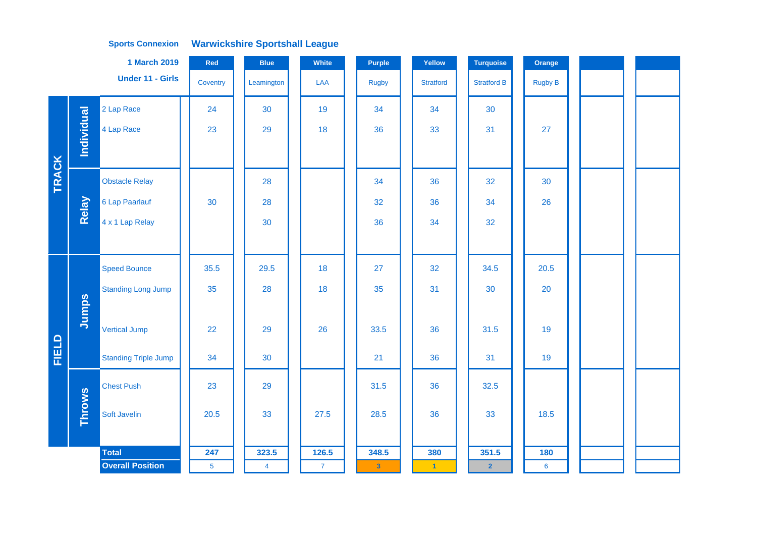**Sports Connexion** — **Warwickshire Sportshall League**

**1 March 2019**

**Under 11 - Girls**

| | | | Red | Blue | White | Purple | Yellow | Turquoise | Orange | | |
|---|---|---|---|---|---|---|---|---|---|---|---|
| | | | Coventry | Leamington | LAA | Rugby | Stratford | Stratford B | Rugby B | | |
| TRACK | Individual | 2 Lap Race | 24 | 30 | 19 | 34 | 34 | 30 | | | |
| | | 4 Lap Race | 23 | 29 | 18 | 36 | 33 | 31 | 27 | | |
| | Relay | Obstacle Relay | | 28 | | 34 | 36 | 32 | 30 | | |
| | | 6 Lap Paarlauf | 30 | 28 | | 32 | 36 | 34 | 26 | | |
| | | 4 x 1 Lap Relay | | 30 | | 36 | 34 | 32 | | | |
| FIELD | Jumps | Speed Bounce | 35.5 | 29.5 | 18 | 27 | 32 | 34.5 | 20.5 | | |
| | | Standing Long Jump | 35 | 28 | 18 | 35 | 31 | 30 | 20 | | |
| | | Vertical Jump | 22 | 29 | 26 | 33.5 | 36 | 31.5 | 19 | | |
| | | Standing Triple Jump | 34 | 30 | | 21 | 36 | 31 | 19 | | |
| | Throws | Chest Push | 23 | 29 | | 31.5 | 36 | 32.5 | | | |
| | | Soft Javelin | 20.5 | 33 | 27.5 | 28.5 | 36 | 33 | 18.5 | | |
| | | **Total** | **247** | **323.5** | **126.5** | **348.5** | **380** | **351.5** | **180** | | |
| | | **Overall Position** | 5 | 4 | 7 | 3 | 1 | 2 | 6 | | |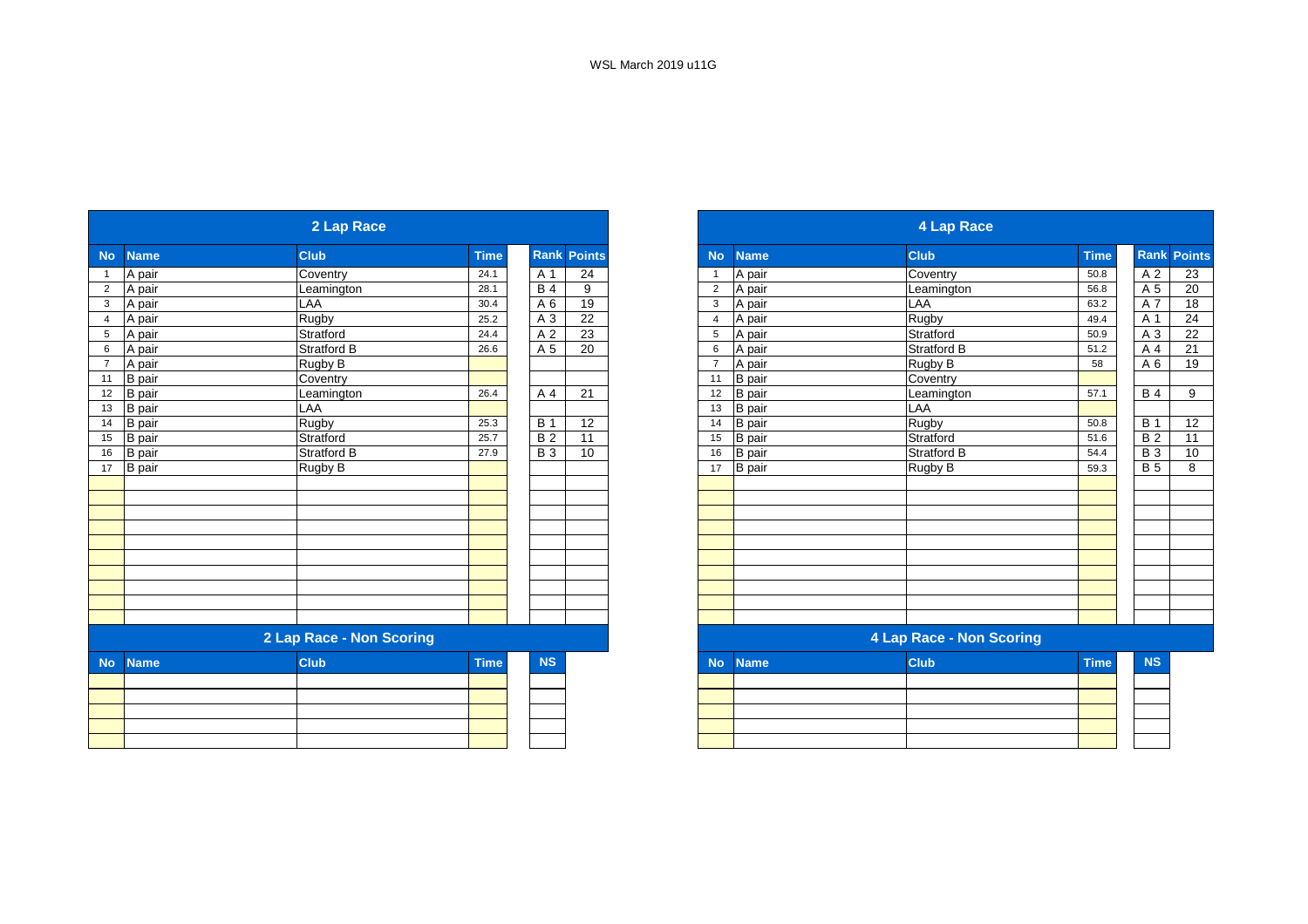WSL March 2019 u11G

## 2 Lap Race

| No | Name | Club | Time | Rank | Points |
|---|---|---|---|---|---|
| 1 | A pair | Coventry | 24.1 | A 1 | 24 |
| 2 | A pair | Leamington | 28.1 | B 4 | 9 |
| 3 | A pair | LAA | 30.4 | A 6 | 19 |
| 4 | A pair | Rugby | 25.2 | A 3 | 22 |
| 5 | A pair | Stratford | 24.4 | A 2 | 23 |
| 6 | A pair | Stratford B | 26.6 | A 5 | 20 |
| 7 | A pair | Rugby B | | | |
| 11 | B pair | Coventry | | | |
| 12 | B pair | Leamington | 26.4 | A 4 | 21 |
| 13 | B pair | LAA | | | |
| 14 | B pair | Rugby | 25.3 | B 1 | 12 |
| 15 | B pair | Stratford | 25.7 | B 2 | 11 |
| 16 | B pair | Stratford B | 27.9 | B 3 | 10 |
| 17 | B pair | Rugby B | | | |

## 2 Lap Race - Non Scoring

| No | Name | Club | Time | NS |
|---|---|---|---|---|

## 4 Lap Race

| No | Name | Club | Time | Rank | Points |
|---|---|---|---|---|---|
| 1 | A pair | Coventry | 50.8 | A 2 | 23 |
| 2 | A pair | Leamington | 56.8 | A 5 | 20 |
| 3 | A pair | LAA | 63.2 | A 7 | 18 |
| 4 | A pair | Rugby | 49.4 | A 1 | 24 |
| 5 | A pair | Stratford | 50.9 | A 3 | 22 |
| 6 | A pair | Stratford B | 51.2 | A 4 | 21 |
| 7 | A pair | Rugby B | 58 | A 6 | 19 |
| 11 | B pair | Coventry | | | |
| 12 | B pair | Leamington | 57.1 | B 4 | 9 |
| 13 | B pair | LAA | | | |
| 14 | B pair | Rugby | 50.8 | B 1 | 12 |
| 15 | B pair | Stratford | 51.6 | B 2 | 11 |
| 16 | B pair | Stratford B | 54.4 | B 3 | 10 |
| 17 | B pair | Rugby B | 59.3 | B 5 | 8 |

## 4 Lap Race - Non Scoring

| No | Name | Club | Time | NS |
|---|---|---|---|---|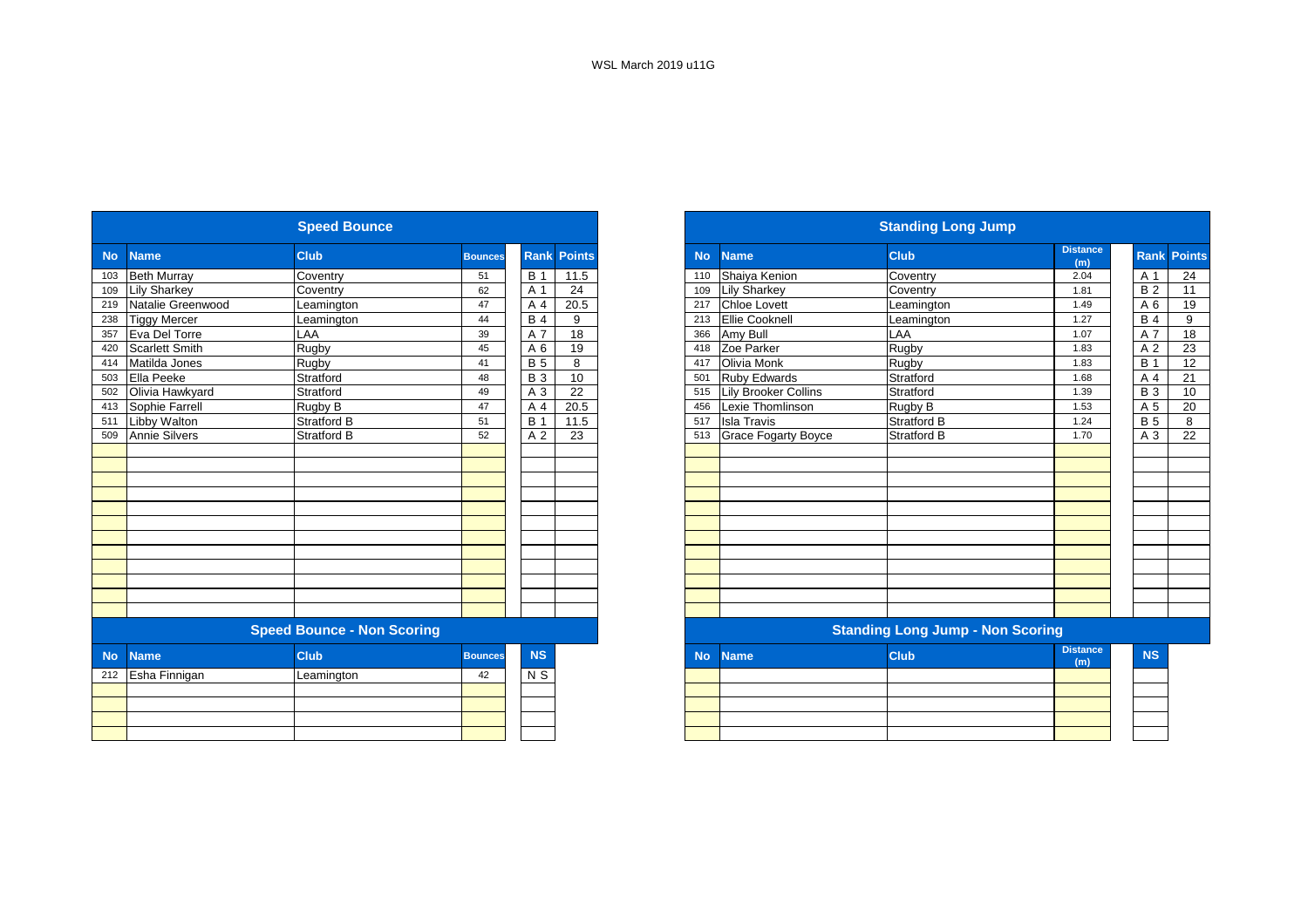WSL March 2019 u11G

## Speed Bounce

| No | Name | Club | Bounces | Rank | Points |
|---|---|---|---|---|---|
| 103 | Beth Murray | Coventry | 51 | B 1 | 11.5 |
| 109 | Lily Sharkey | Coventry | 62 | A 1 | 24 |
| 219 | Natalie Greenwood | Leamington | 47 | A 4 | 20.5 |
| 238 | Tiggy Mercer | Leamington | 44 | B 4 | 9 |
| 357 | Eva Del Torre | LAA | 39 | A 7 | 18 |
| 420 | Scarlett Smith | Rugby | 45 | A 6 | 19 |
| 414 | Matilda Jones | Rugby | 41 | B 5 | 8 |
| 503 | Ella Peeke | Stratford | 48 | B 3 | 10 |
| 502 | Olivia Hawkyard | Stratford | 49 | A 3 | 22 |
| 413 | Sophie Farrell | Rugby B | 47 | A 4 | 20.5 |
| 511 | Libby Walton | Stratford B | 51 | B 1 | 11.5 |
| 509 | Annie Silvers | Stratford B | 52 | A 2 | 23 |

## Speed Bounce - Non Scoring

| No | Name | Club | Bounces | NS |
|---|---|---|---|---|
| 212 | Esha Finnigan | Leamington | 42 | N S |

## Standing Long Jump

| No | Name | Club | Distance (m) | Rank | Points |
|---|---|---|---|---|---|
| 110 | Shaiya Kenion | Coventry | 2.04 | A 1 | 24 |
| 109 | Lily Sharkey | Coventry | 1.81 | B 2 | 11 |
| 217 | Chloe Lovett | Leamington | 1.49 | A 6 | 19 |
| 213 | Ellie Cooknell | Leamington | 1.27 | B 4 | 9 |
| 366 | Amy Bull | LAA | 1.07 | A 7 | 18 |
| 418 | Zoe Parker | Rugby | 1.83 | A 2 | 23 |
| 417 | Olivia Monk | Rugby | 1.83 | B 1 | 12 |
| 501 | Ruby Edwards | Stratford | 1.68 | A 4 | 21 |
| 515 | Lily Brooker Collins | Stratford | 1.39 | B 3 | 10 |
| 456 | Lexie Thomlinson | Rugby B | 1.53 | A 5 | 20 |
| 517 | Isla Travis | Stratford B | 1.24 | B 5 | 8 |
| 513 | Grace Fogarty Boyce | Stratford B | 1.70 | A 3 | 22 |

## Standing Long Jump - Non Scoring

| No | Name | Club | Distance (m) | NS |
|---|---|---|---|---|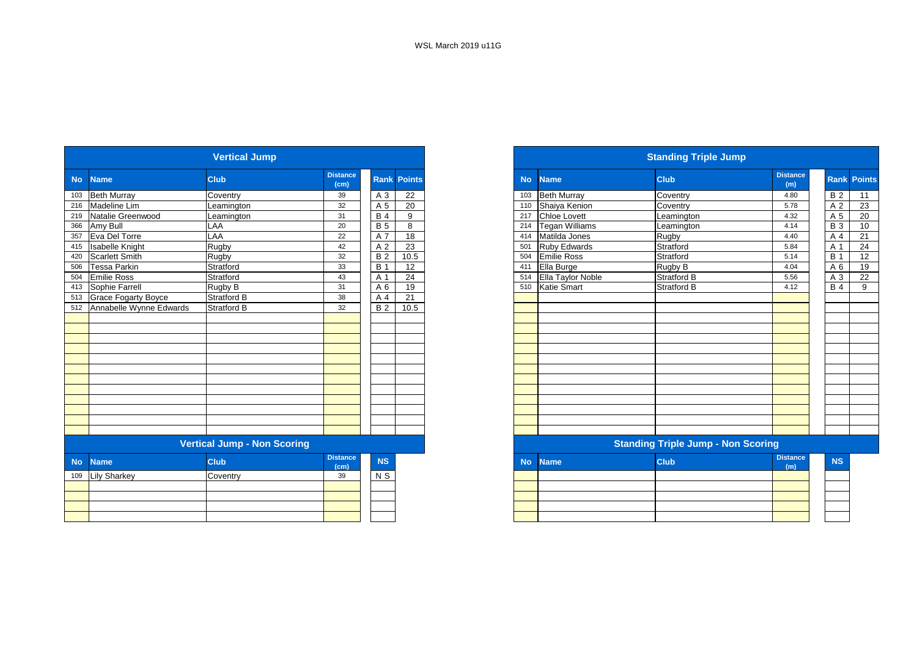WSL March 2019 u11G

## Vertical Jump

| No | Name | Club | Distance (cm) | Rank | Points |
|---|---|---|---|---|---|
| 103 | Beth Murray | Coventry | 39 | A 3 | 22 |
| 216 | Madeline Lim | Leamington | 32 | A 5 | 20 |
| 219 | Natalie Greenwood | Leamington | 31 | B 4 | 9 |
| 366 | Amy Bull | LAA | 20 | B 5 | 8 |
| 357 | Eva Del Torre | LAA | 22 | A 7 | 18 |
| 415 | Isabelle Knight | Rugby | 42 | A 2 | 23 |
| 420 | Scarlett Smith | Rugby | 32 | B 2 | 10.5 |
| 506 | Tessa Parkin | Stratford | 33 | B 1 | 12 |
| 504 | Emilie Ross | Stratford | 43 | A 1 | 24 |
| 413 | Sophie Farrell | Rugby B | 31 | A 6 | 19 |
| 513 | Grace Fogarty Boyce | Stratford B | 38 | A 4 | 21 |
| 512 | Annabelle Wynne Edwards | Stratford B | 32 | B 2 | 10.5 |

## Vertical Jump - Non Scoring

| No | Name | Club | Distance (cm) | NS |
|---|---|---|---|---|
| 109 | Lily Sharkey | Coventry | 39 | N S |

## Standing Triple Jump

| No | Name | Club | Distance (m) | Rank | Points |
|---|---|---|---|---|---|
| 103 | Beth Murray | Coventry | 4.80 | B 2 | 11 |
| 110 | Shaiya Kenion | Coventry | 5.78 | A 2 | 23 |
| 217 | Chloe Lovett | Leamington | 4.32 | A 5 | 20 |
| 214 | Tegan Williams | Leamington | 4.14 | B 3 | 10 |
| 414 | Matilda Jones | Rugby | 4.40 | A 4 | 21 |
| 501 | Ruby Edwards | Stratford | 5.84 | A 1 | 24 |
| 504 | Emilie Ross | Stratford | 5.14 | B 1 | 12 |
| 411 | Ella Burge | Rugby B | 4.04 | A 6 | 19 |
| 514 | Ella Taylor Noble | Stratford B | 5.56 | A 3 | 22 |
| 510 | Katie Smart | Stratford B | 4.12 | B 4 | 9 |

## Standing Triple Jump - Non Scoring

| No | Name | Club | Distance (m) | NS |
|---|---|---|---|---|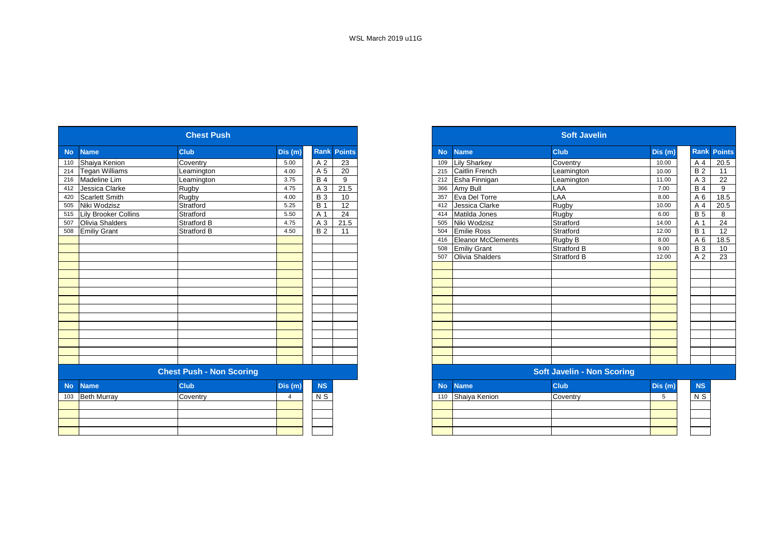WSL March 2019 u11G

## Chest Push

| No | Name | Club | Dis (m) | Rank | Points |
|---|---|---|---|---|---|
| 110 | Shaiya Kenion | Coventry | 5.00 | A 2 | 23 |
| 214 | Tegan Williams | Leamington | 4.00 | A 5 | 20 |
| 216 | Madeline Lim | Leamington | 3.75 | B 4 | 9 |
| 412 | Jessica Clarke | Rugby | 4.75 | A 3 | 21.5 |
| 420 | Scarlett Smith | Rugby | 4.00 | B 3 | 10 |
| 505 | Niki Wodzisz | Stratford | 5.25 | B 1 | 12 |
| 515 | Lily Brooker Collins | Stratford | 5.50 | A 1 | 24 |
| 507 | Olivia Shalders | Stratford B | 4.75 | A 3 | 21.5 |
| 508 | Emiliy Grant | Stratford B | 4.50 | B 2 | 11 |

## Chest Push - Non Scoring

| No | Name | Club | Dis (m) | NS |
|---|---|---|---|---|
| 103 | Beth Murray | Coventry | 4 | N S |

## Soft Javelin

| No | Name | Club | Dis (m) | Rank | Points |
|---|---|---|---|---|---|
| 109 | Lily Sharkey | Coventry | 10.00 | A 4 | 20.5 |
| 215 | Caitlin French | Leamington | 10.00 | B 2 | 11 |
| 212 | Esha Finnigan | Leamington | 11.00 | A 3 | 22 |
| 366 | Amy Bull | LAA | 7.00 | B 4 | 9 |
| 357 | Eva Del Torre | LAA | 8.00 | A 6 | 18.5 |
| 412 | Jessica Clarke | Rugby | 10.00 | A 4 | 20.5 |
| 414 | Matilda Jones | Rugby | 6.00 | B 5 | 8 |
| 505 | Niki Wodzisz | Stratford | 14.00 | A 1 | 24 |
| 504 | Emilie Ross | Stratford | 12.00 | B 1 | 12 |
| 416 | Eleanor McClements | Rugby B | 8.00 | A 6 | 18.5 |
| 508 | Emiliy Grant | Stratford B | 9.00 | B 3 | 10 |
| 507 | Olivia Shalders | Stratford B | 12.00 | A 2 | 23 |

## Soft Javelin - Non Scoring

| No | Name | Club | Dis (m) | NS |
|---|---|---|---|---|
| 110 | Shaiya Kenion | Coventry | 5 | N S |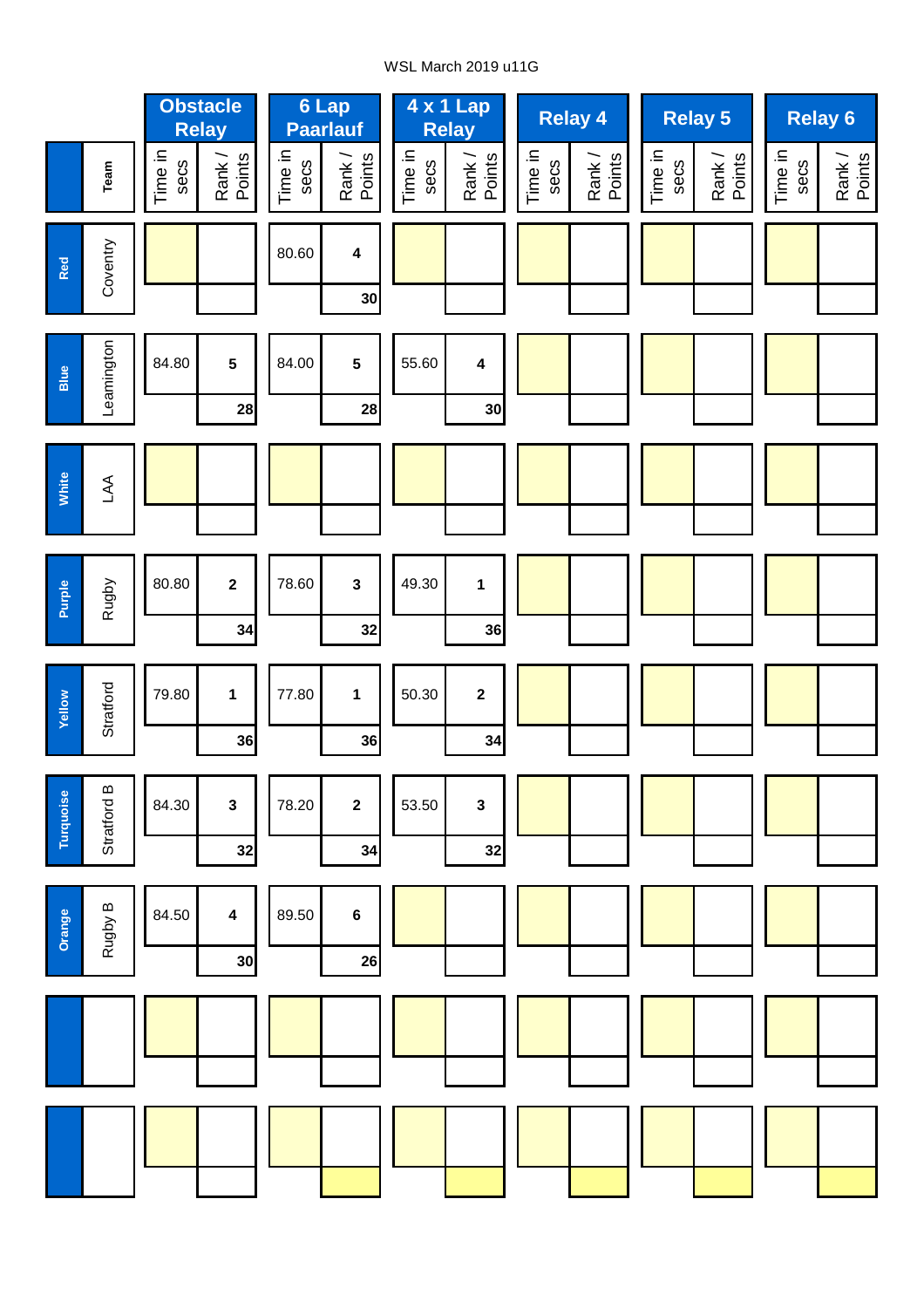WSL March 2019 u11G

| | Team | Obstacle Relay | | 6 Lap Paarlauf | | 4 x 1 Lap Relay | | Relay 4 | | Relay 5 | | Relay 6 | |
|---|---|---|---|---|---|---|---|---|---|---|---|---|---|
| | | Time in secs | Rank / Points | Time in secs | Rank / Points | Time in secs | Rank / Points | Time in secs | Rank / Points | Time in secs | Rank / Points | Time in secs | Rank / Points |
| Red | Coventry | | | 80.60 | 4 | | | | | | | | |
| | | | | | 30 | | | | | | | | |
| Blue | Leamington | 84.80 | 5 | 84.00 | 5 | 55.60 | 4 | | | | | | |
| | | | 28 | | 28 | | 30 | | | | | | |
| White | LAA | | | | | | | | | | | | |
| | | | | | | | | | | | | | |
| Purple | Rugby | 80.80 | 2 | 78.60 | 3 | 49.30 | 1 | | | | | | |
| | | | 34 | | 32 | | 36 | | | | | | |
| Yellow | Stratford | 79.80 | 1 | 77.80 | 1 | 50.30 | 2 | | | | | | |
| | | | 36 | | 36 | | 34 | | | | | | |
| Turquoise | Stratford B | 84.30 | 3 | 78.20 | 2 | 53.50 | 3 | | | | | | |
| | | | 32 | | 34 | | 32 | | | | | | |
| Orange | Rugby B | 84.50 | 4 | 89.50 | 6 | | | | | | | | |
| | | | 30 | | 26 | | | | | | | | |
| | | | | | | | | | | | | | |
| | | | | | | | | | | | | | |
| | | | | | | | | | | | | | |
| | | | | | | | | | | | | | |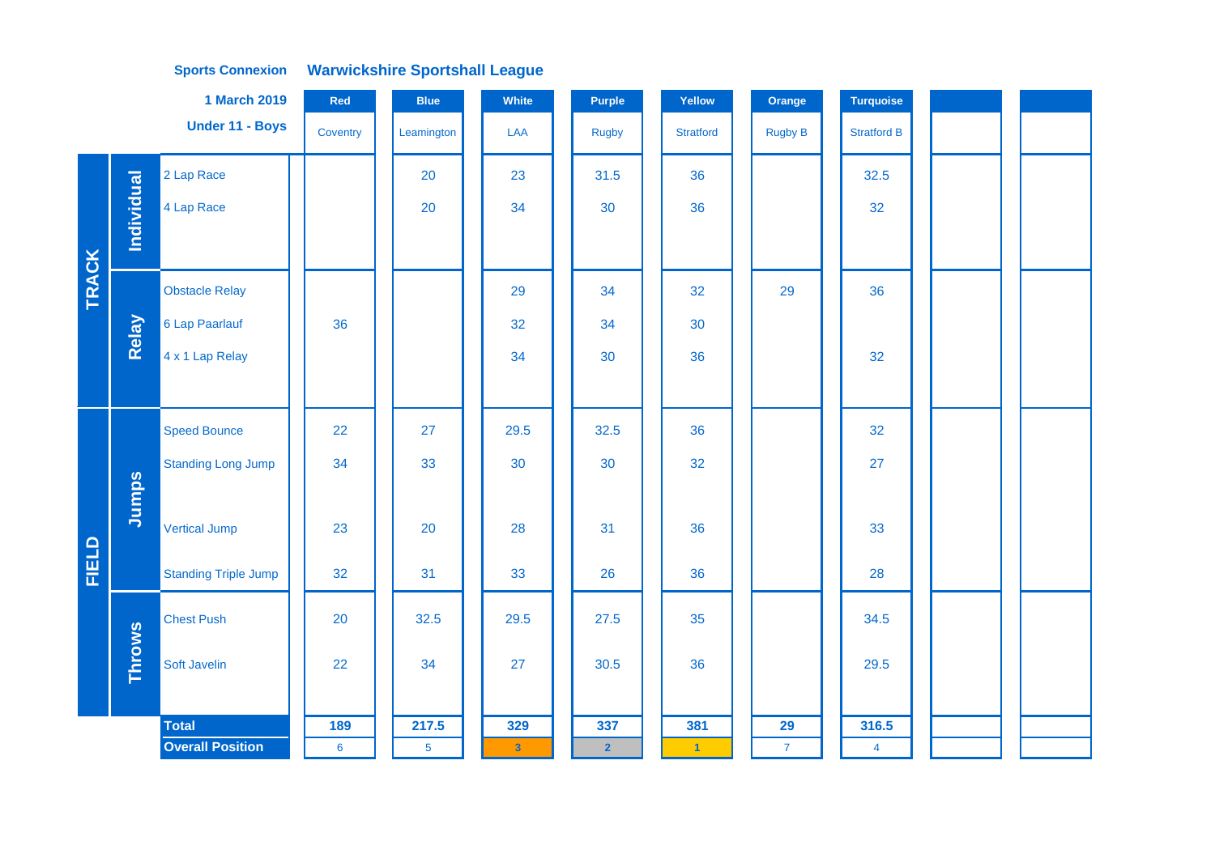**Sports Connexion** **Warwickshire Sportshall League**

**1 March 2019**

**Under 11 - Boys**

| | | | Red | Blue | White | Purple | Yellow | Orange | Turquoise | | |
|---|---|---|---|---|---|---|---|---|---|---|---|
| | | | Coventry | Leamington | LAA | Rugby | Stratford | Rugby B | Stratford B | | |
| TRACK | Individual | 2 Lap Race | | 20 | 23 | 31.5 | 36 | | 32.5 | | |
| | | 4 Lap Race | | 20 | 34 | 30 | 36 | | 32 | | |
| | Relay | Obstacle Relay | | | 29 | 34 | 32 | 29 | 36 | | |
| | | 6 Lap Paarlauf | 36 | | 32 | 34 | 30 | | | | |
| | | 4 x 1 Lap Relay | | | 34 | 30 | 36 | | 32 | | |
| FIELD | Jumps | Speed Bounce | 22 | 27 | 29.5 | 32.5 | 36 | | 32 | | |
| | | Standing Long Jump | 34 | 33 | 30 | 30 | 32 | | 27 | | |
| | | Vertical Jump | 23 | 20 | 28 | 31 | 36 | | 33 | | |
| | | Standing Triple Jump | 32 | 31 | 33 | 26 | 36 | | 28 | | |
| | Throws | Chest Push | 20 | 32.5 | 29.5 | 27.5 | 35 | | 34.5 | | |
| | | Soft Javelin | 22 | 34 | 27 | 30.5 | 36 | | 29.5 | | |
| | | **Total** | **189** | **217.5** | **329** | **337** | **381** | **29** | **316.5** | | |
| | | **Overall Position** | 6 | 5 | 3 | 2 | 1 | 7 | 4 | | |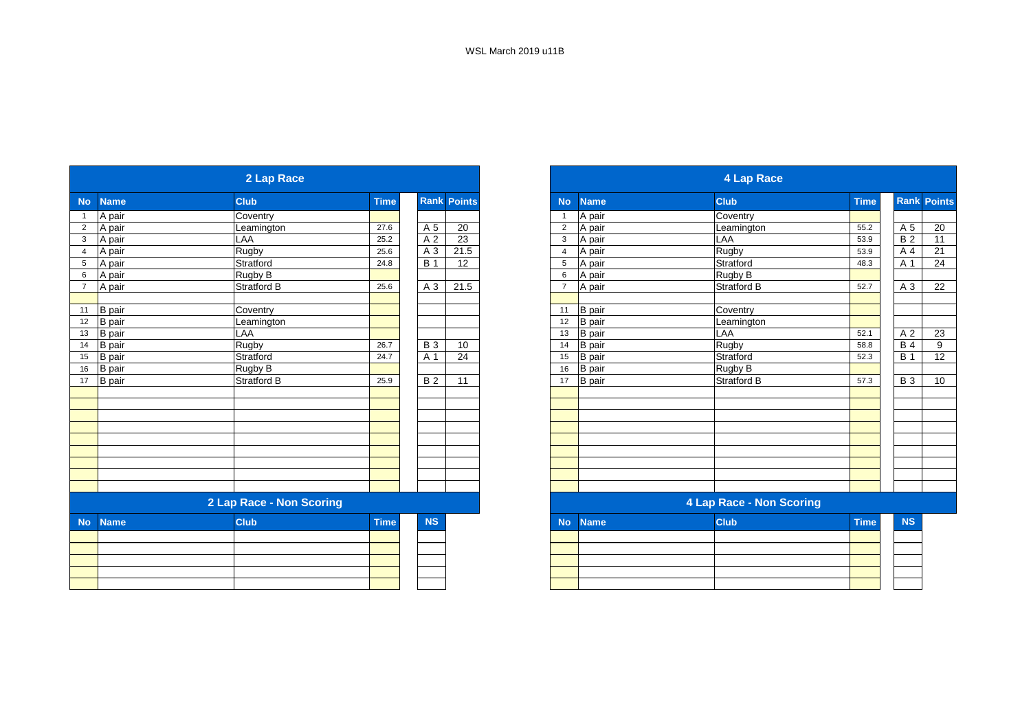WSL March 2019 u11B

## 2 Lap Race

| No | Name | Club | Time | Rank | Points |
|---|---|---|---|---|---|
| 1 | A pair | Coventry | | | |
| 2 | A pair | Leamington | 27.6 | A 5 | 20 |
| 3 | A pair | LAA | 25.2 | A 2 | 23 |
| 4 | A pair | Rugby | 25.6 | A 3 | 21.5 |
| 5 | A pair | Stratford | 24.8 | B 1 | 12 |
| 6 | A pair | Rugby B | | | |
| 7 | A pair | Stratford B | 25.6 | A 3 | 21.5 |
| | | | | | |
| 11 | B pair | Coventry | | | |
| 12 | B pair | Leamington | | | |
| 13 | B pair | LAA | | | |
| 14 | B pair | Rugby | 26.7 | B 3 | 10 |
| 15 | B pair | Stratford | 24.7 | A 1 | 24 |
| 16 | B pair | Rugby B | | | |
| 17 | B pair | Stratford B | 25.9 | B 2 | 11 |

## 2 Lap Race - Non Scoring

| No | Name | Club | Time | NS |
|---|---|---|---|---|
| | | | | |

## 4 Lap Race

| No | Name | Club | Time | Rank | Points |
|---|---|---|---|---|---|
| 1 | A pair | Coventry | | | |
| 2 | A pair | Leamington | 55.2 | A 5 | 20 |
| 3 | A pair | LAA | 53.9 | B 2 | 11 |
| 4 | A pair | Rugby | 53.9 | A 4 | 21 |
| 5 | A pair | Stratford | 48.3 | A 1 | 24 |
| 6 | A pair | Rugby B | | | |
| 7 | A pair | Stratford B | 52.7 | A 3 | 22 |
| | | | | | |
| 11 | B pair | Coventry | | | |
| 12 | B pair | Leamington | | | |
| 13 | B pair | LAA | 52.1 | A 2 | 23 |
| 14 | B pair | Rugby | 58.8 | B 4 | 9 |
| 15 | B pair | Stratford | 52.3 | B 1 | 12 |
| 16 | B pair | Rugby B | | | |
| 17 | B pair | Stratford B | 57.3 | B 3 | 10 |

## 4 Lap Race - Non Scoring

| No | Name | Club | Time | NS |
|---|---|---|---|---|
| | | | | |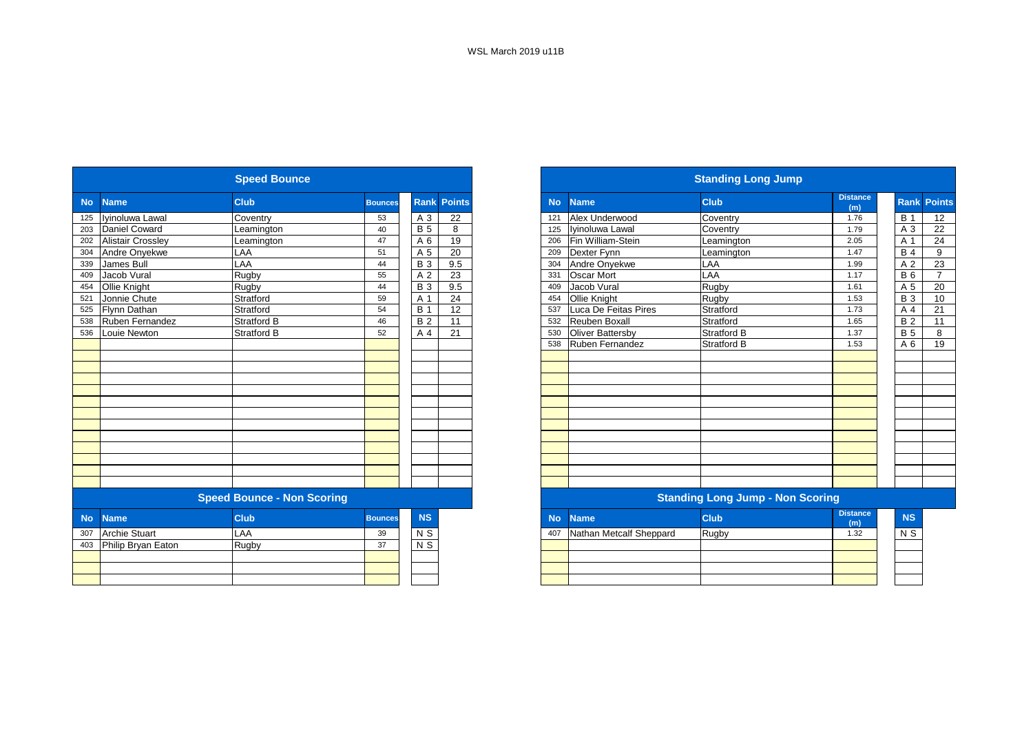WSL March 2019 u11B

## Speed Bounce

| No | Name | Club | Bounces | Rank | Points |
|---|---|---|---|---|---|
| 125 | Iyinoluwa Lawal | Coventry | 53 | A 3 | 22 |
| 203 | Daniel Coward | Leamington | 40 | B 5 | 8 |
| 202 | Alistair Crossley | Leamington | 47 | A 6 | 19 |
| 304 | Andre Onyekwe | LAA | 51 | A 5 | 20 |
| 339 | James Bull | LAA | 44 | B 3 | 9.5 |
| 409 | Jacob Vural | Rugby | 55 | A 2 | 23 |
| 454 | Ollie Knight | Rugby | 44 | B 3 | 9.5 |
| 521 | Jonnie Chute | Stratford | 59 | A 1 | 24 |
| 525 | Flynn Dathan | Stratford | 54 | B 1 | 12 |
| 538 | Ruben Fernandez | Stratford B | 46 | B 2 | 11 |
| 536 | Louie Newton | Stratford B | 52 | A 4 | 21 |

## Speed Bounce - Non Scoring

| No | Name | Club | Bounces | NS |
|---|---|---|---|---|
| 307 | Archie Stuart | LAA | 39 | N S |
| 403 | Philip Bryan Eaton | Rugby | 37 | N S |

## Standing Long Jump

| No | Name | Club | Distance (m) | Rank | Points |
|---|---|---|---|---|---|
| 121 | Alex Underwood | Coventry | 1.76 | B 1 | 12 |
| 125 | Iyinoluwa Lawal | Coventry | 1.79 | A 3 | 22 |
| 206 | Fin William-Stein | Leamington | 2.05 | A 1 | 24 |
| 209 | Dexter Fynn | Leamington | 1.47 | B 4 | 9 |
| 304 | Andre Onyekwe | LAA | 1.99 | A 2 | 23 |
| 331 | Oscar Mort | LAA | 1.17 | B 6 | 7 |
| 409 | Jacob Vural | Rugby | 1.61 | A 5 | 20 |
| 454 | Ollie Knight | Rugby | 1.53 | B 3 | 10 |
| 537 | Luca De Feitas Pires | Stratford | 1.73 | A 4 | 21 |
| 532 | Reuben Boxall | Stratford | 1.65 | B 2 | 11 |
| 530 | Oliver Battersby | Stratford B | 1.37 | B 5 | 8 |
| 538 | Ruben Fernandez | Stratford B | 1.53 | A 6 | 19 |

## Standing Long Jump - Non Scoring

| No | Name | Club | Distance (m) | NS |
|---|---|---|---|---|
| 407 | Nathan Metcalf Sheppard | Rugby | 1.32 | N S |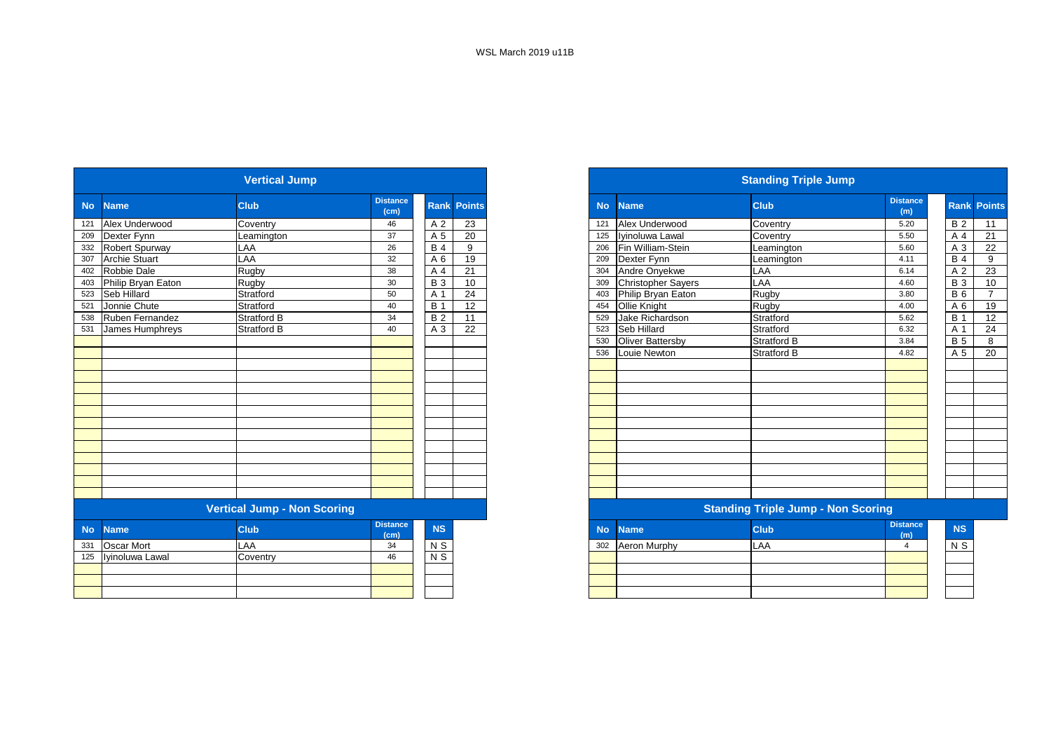WSL March 2019 u11B

## Vertical Jump

| No | Name | Club | Distance (cm) | Rank | Points |
|---|---|---|---|---|---|
| 121 | Alex Underwood | Coventry | 46 | A 2 | 23 |
| 209 | Dexter Fynn | Leamington | 37 | A 5 | 20 |
| 332 | Robert Spurway | LAA | 26 | B 4 | 9 |
| 307 | Archie Stuart | LAA | 32 | A 6 | 19 |
| 402 | Robbie Dale | Rugby | 38 | A 4 | 21 |
| 403 | Philip Bryan Eaton | Rugby | 30 | B 3 | 10 |
| 523 | Seb Hillard | Stratford | 50 | A 1 | 24 |
| 521 | Jonnie Chute | Stratford | 40 | B 1 | 12 |
| 538 | Ruben Fernandez | Stratford B | 34 | B 2 | 11 |
| 531 | James Humphreys | Stratford B | 40 | A 3 | 22 |

## Vertical Jump - Non Scoring

| No | Name | Club | Distance (cm) | NS |
|---|---|---|---|---|
| 331 | Oscar Mort | LAA | 34 | N S |
| 125 | Iyinoluwa Lawal | Coventry | 46 | N S |

## Standing Triple Jump

| No | Name | Club | Distance (m) | Rank | Points |
|---|---|---|---|---|---|
| 121 | Alex Underwood | Coventry | 5.20 | B 2 | 11 |
| 125 | Iyinoluwa Lawal | Coventry | 5.50 | A 4 | 21 |
| 206 | Fin William-Stein | Leamington | 5.60 | A 3 | 22 |
| 209 | Dexter Fynn | Leamington | 4.11 | B 4 | 9 |
| 304 | Andre Onyekwe | LAA | 6.14 | A 2 | 23 |
| 309 | Christopher Sayers | LAA | 4.60 | B 3 | 10 |
| 403 | Philip Bryan Eaton | Rugby | 3.80 | B 6 | 7 |
| 454 | Ollie Knight | Rugby | 4.00 | A 6 | 19 |
| 529 | Jake Richardson | Stratford | 5.62 | B 1 | 12 |
| 523 | Seb Hillard | Stratford | 6.32 | A 1 | 24 |
| 530 | Oliver Battersby | Stratford B | 3.84 | B 5 | 8 |
| 536 | Louie Newton | Stratford B | 4.82 | A 5 | 20 |

## Standing Triple Jump - Non Scoring

| No | Name | Club | Distance (m) | NS |
|---|---|---|---|---|
| 302 | Aeron Murphy | LAA | 4 | N S |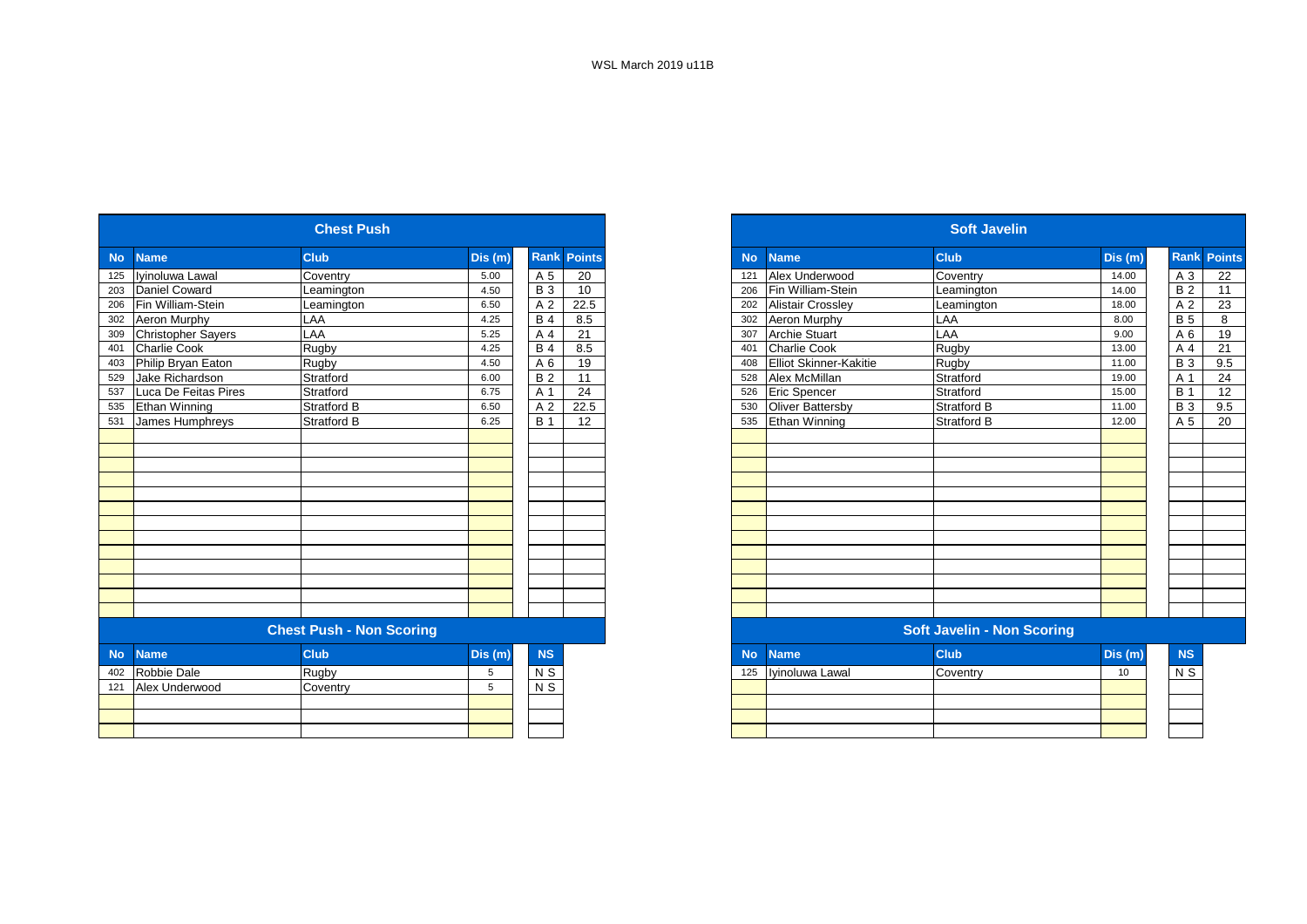WSL March 2019 u11B

## Chest Push

| No | Name | Club | Dis (m) | Rank | Points |
|---|---|---|---|---|---|
| 125 | Iyinoluwa Lawal | Coventry | 5.00 | A 5 | 20 |
| 203 | Daniel Coward | Leamington | 4.50 | B 3 | 10 |
| 206 | Fin William-Stein | Leamington | 6.50 | A 2 | 22.5 |
| 302 | Aeron Murphy | LAA | 4.25 | B 4 | 8.5 |
| 309 | Christopher Sayers | LAA | 5.25 | A 4 | 21 |
| 401 | Charlie Cook | Rugby | 4.25 | B 4 | 8.5 |
| 403 | Philip Bryan Eaton | Rugby | 4.50 | A 6 | 19 |
| 529 | Jake Richardson | Stratford | 6.00 | B 2 | 11 |
| 537 | Luca De Feitas Pires | Stratford | 6.75 | A 1 | 24 |
| 535 | Ethan Winning | Stratford B | 6.50 | A 2 | 22.5 |
| 531 | James Humphreys | Stratford B | 6.25 | B 1 | 12 |

## Chest Push - Non Scoring

| No | Name | Club | Dis (m) | NS |
|---|---|---|---|---|
| 402 | Robbie Dale | Rugby | 5 | N S |
| 121 | Alex Underwood | Coventry | 5 | N S |

## Soft Javelin

| No | Name | Club | Dis (m) | Rank | Points |
|---|---|---|---|---|---|
| 121 | Alex Underwood | Coventry | 14.00 | A 3 | 22 |
| 206 | Fin William-Stein | Leamington | 14.00 | B 2 | 11 |
| 202 | Alistair Crossley | Leamington | 18.00 | A 2 | 23 |
| 302 | Aeron Murphy | LAA | 8.00 | B 5 | 8 |
| 307 | Archie Stuart | LAA | 9.00 | A 6 | 19 |
| 401 | Charlie Cook | Rugby | 13.00 | A 4 | 21 |
| 408 | Elliot Skinner-Kakitie | Rugby | 11.00 | B 3 | 9.5 |
| 528 | Alex McMillan | Stratford | 19.00 | A 1 | 24 |
| 526 | Eric Spencer | Stratford | 15.00 | B 1 | 12 |
| 530 | Oliver Battersby | Stratford B | 11.00 | B 3 | 9.5 |
| 535 | Ethan Winning | Stratford B | 12.00 | A 5 | 20 |

## Soft Javelin - Non Scoring

| No | Name | Club | Dis (m) | NS |
|---|---|---|---|---|
| 125 | Iyinoluwa Lawal | Coventry | 10 | N S |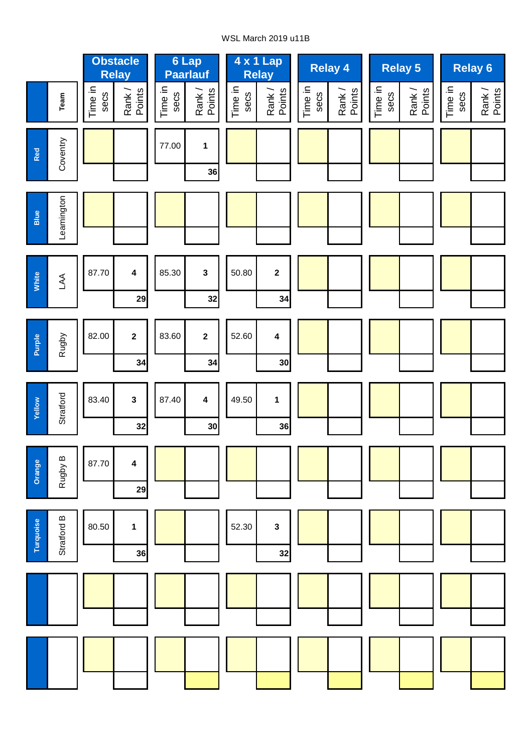WSL March 2019 u11B

| | Team | Obstacle Relay | | 6 Lap Paarlauf | | 4 x 1 Lap Relay | | Relay 4 | | Relay 5 | | Relay 6 | |
|---|---|---|---|---|---|---|---|---|---|---|---|---|---|
| | | Time in secs | Rank / Points | Time in secs | Rank / Points | Time in secs | Rank / Points | Time in secs | Rank / Points | Time in secs | Rank / Points | Time in secs | Rank / Points |
| Red | Coventry | | | 77.00 | 1 / 36 | | | | | | | | |
| Blue | Leamington | | | | | | | | | | | | |
| White | LAA | 87.70 | 4 / 29 | 85.30 | 3 / 32 | 50.80 | 2 / 34 | | | | | | |
| Purple | Rugby | 82.00 | 2 / 34 | 83.60 | 2 / 34 | 52.60 | 4 / 30 | | | | | | |
| Yellow | Stratford | 83.40 | 3 / 32 | 87.40 | 4 / 30 | 49.50 | 1 / 36 | | | | | | |
| Orange | Rugby B | 87.70 | 4 / 29 | | | | | | | | | | |
| Turquoise | Stratford B | 80.50 | 1 / 36 | | | 52.30 | 3 / 32 | | | | | | |
| | | | | | | | | | | | | | |
| | | | | | | | | | | | | | |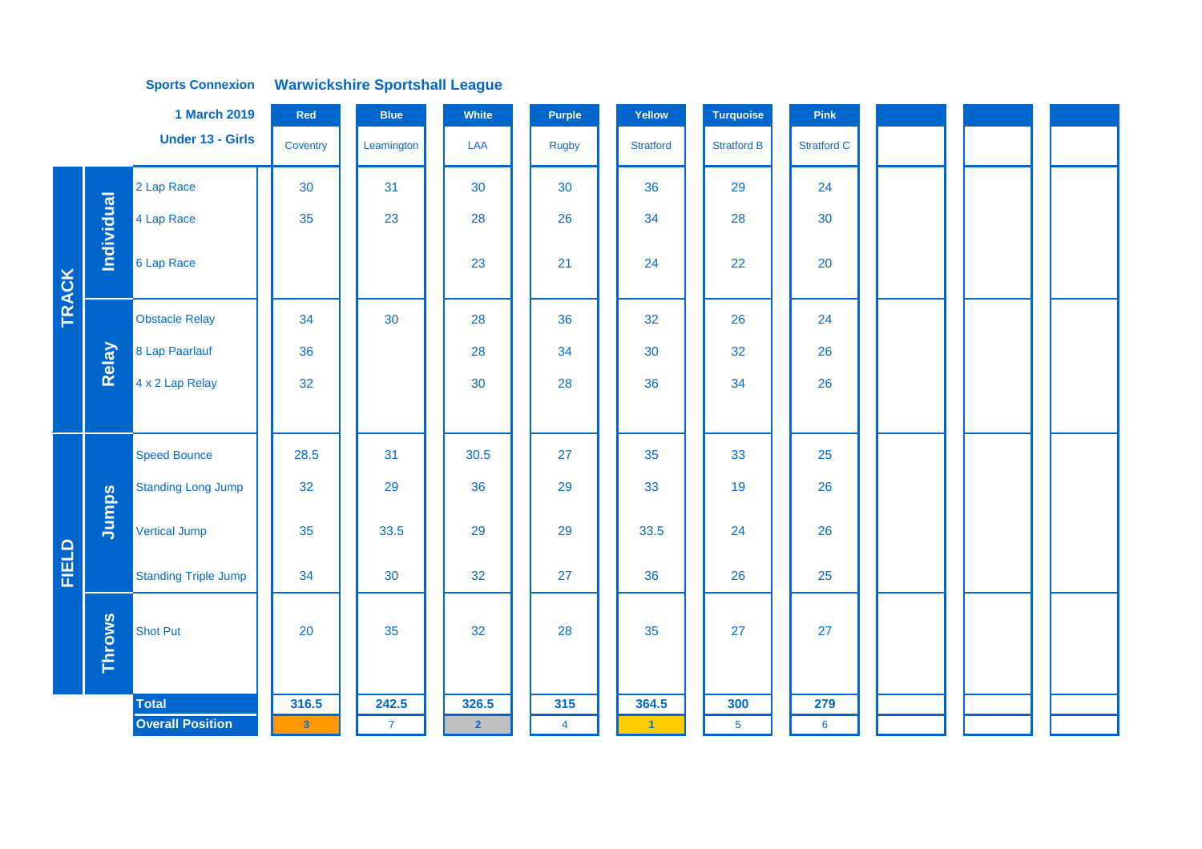**Sports Connexion** **Warwickshire Sportshall League**

**1 March 2019**

**Under 13 - Girls**

| | | | Red | Blue | White | Purple | Yellow | Turquoise | Pink | | | |
|---|---|---|---|---|---|---|---|---|---|---|---|---|
| | | | Coventry | Leamington | LAA | Rugby | Stratford | Stratford B | Stratford C | | | |
| TRACK | Individual | 2 Lap Race | 30 | 31 | 30 | 30 | 36 | 29 | 24 | | | |
| | | 4 Lap Race | 35 | 23 | 28 | 26 | 34 | 28 | 30 | | | |
| | | 6 Lap Race | | | 23 | 21 | 24 | 22 | 20 | | | |
| | Relay | Obstacle Relay | 34 | 30 | 28 | 36 | 32 | 26 | 24 | | | |
| | | 8 Lap Paarlauf | 36 | | 28 | 34 | 30 | 32 | 26 | | | |
| | | 4 x 2 Lap Relay | 32 | | 30 | 28 | 36 | 34 | 26 | | | |
| FIELD | Jumps | Speed Bounce | 28.5 | 31 | 30.5 | 27 | 35 | 33 | 25 | | | |
| | | Standing Long Jump | 32 | 29 | 36 | 29 | 33 | 19 | 26 | | | |
| | | Vertical Jump | 35 | 33.5 | 29 | 29 | 33.5 | 24 | 26 | | | |
| | | Standing Triple Jump | 34 | 30 | 32 | 27 | 36 | 26 | 25 | | | |
| | Throws | Shot Put | 20 | 35 | 32 | 28 | 35 | 27 | 27 | | | |
| | | **Total** | **316.5** | **242.5** | **326.5** | **315** | **364.5** | **300** | **279** | | | |
| | | **Overall Position** | 3 | 7 | 2 | 4 | 1 | 5 | 6 | | | |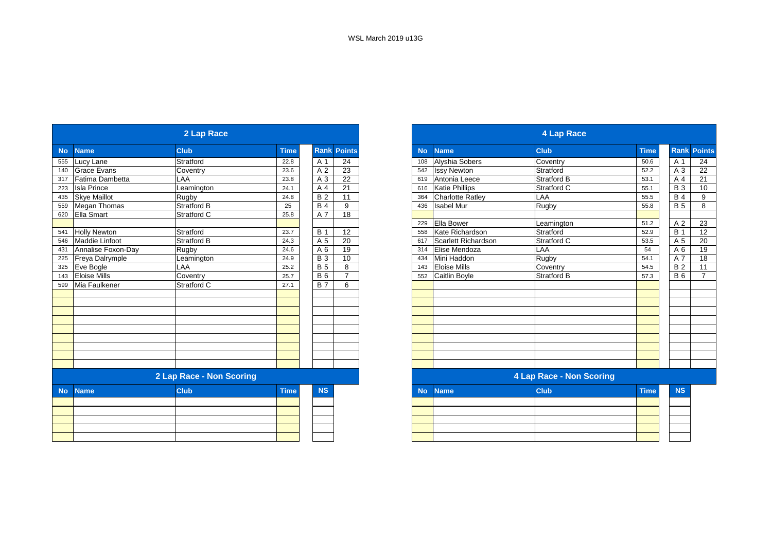# WSL March 2019 u13G

## 2 Lap Race

| No | Name | Club | Time | Rank | Points |
|---|---|---|---|---|---|
| 555 | Lucy Lane | Stratford | 22.8 | A 1 | 24 |
| 140 | Grace Evans | Coventry | 23.6 | A 2 | 23 |
| 317 | Fatima Dambetta | LAA | 23.8 | A 3 | 22 |
| 223 | Isla Prince | Leamington | 24.1 | A 4 | 21 |
| 435 | Skye Maillot | Rugby | 24.8 | B 2 | 11 |
| 559 | Megan Thomas | Stratford B | 25 | B 4 | 9 |
| 620 | Ella Smart | Stratford C | 25.8 | A 7 | 18 |
| | | | | | |
| 541 | Holly Newton | Stratford | 23.7 | B 1 | 12 |
| 546 | Maddie Linfoot | Stratford B | 24.3 | A 5 | 20 |
| 431 | Annalise Foxon-Day | Rugby | 24.6 | A 6 | 19 |
| 225 | Freya Dalrymple | Leamington | 24.9 | B 3 | 10 |
| 325 | Eve Bogle | LAA | 25.2 | B 5 | 8 |
| 143 | Eloise Mills | Coventry | 25.7 | B 6 | 7 |
| 599 | Mia Faulkener | Stratford C | 27.1 | B 7 | 6 |

## 2 Lap Race - Non Scoring

| No | Name | Club | Time | NS |
|---|---|---|---|---|
| | | | | |

## 4 Lap Race

| No | Name | Club | Time | Rank | Points |
|---|---|---|---|---|---|
| 108 | Alyshia Sobers | Coventry | 50.6 | A 1 | 24 |
| 542 | Issy Newton | Stratford | 52.2 | A 3 | 22 |
| 619 | Antonia Leece | Stratford B | 53.1 | A 4 | 21 |
| 616 | Katie Phillips | Stratford C | 55.1 | B 3 | 10 |
| 364 | Charlotte Ratley | LAA | 55.5 | B 4 | 9 |
| 436 | Isabel Mur | Rugby | 55.8 | B 5 | 8 |
| | | | | | |
| 229 | Ella Bower | Leamington | 51.2 | A 2 | 23 |
| 558 | Kate Richardson | Stratford | 52.9 | B 1 | 12 |
| 617 | Scarlett Richardson | Stratford C | 53.5 | A 5 | 20 |
| 314 | Elise Mendoza | LAA | 54 | A 6 | 19 |
| 434 | Mini Haddon | Rugby | 54.1 | A 7 | 18 |
| 143 | Eloise Mills | Coventry | 54.5 | B 2 | 11 |
| 552 | Caitlin Boyle | Stratford B | 57.3 | B 6 | 7 |

## 4 Lap Race - Non Scoring

| No | Name | Club | Time | NS |
|---|---|---|---|---|
| | | | | |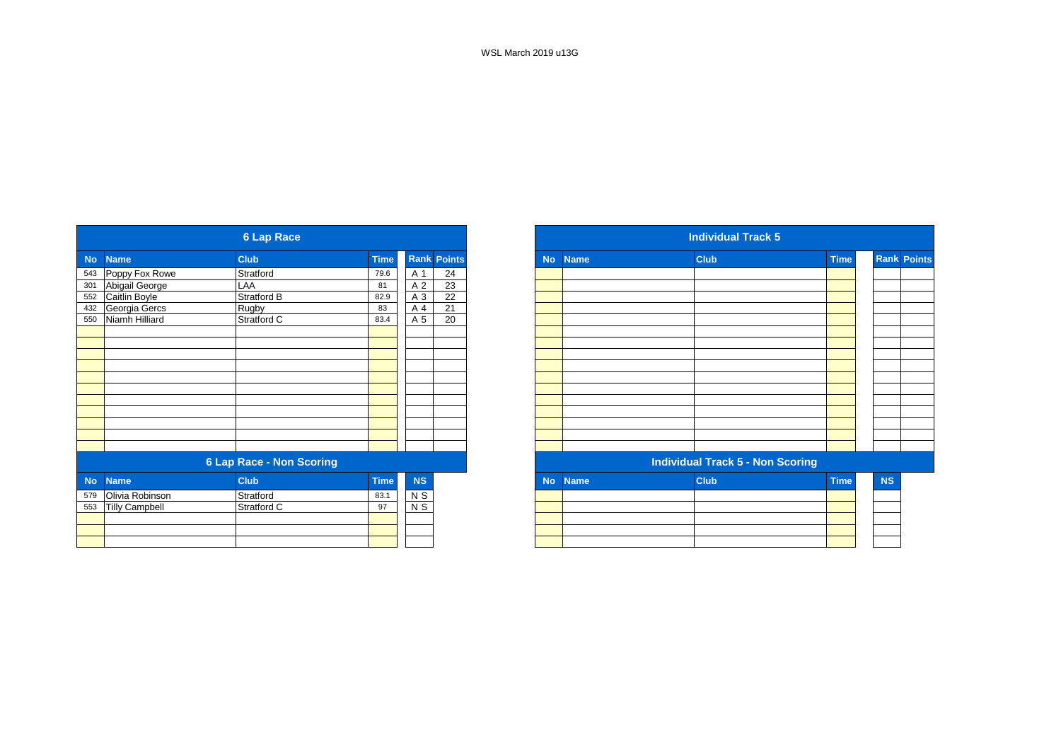WSL March 2019 u13G

## 6 Lap Race

| No | Name | Club | Time | Rank | Points |
|---|---|---|---|---|---|
| 543 | Poppy Fox Rowe | Stratford | 79.6 | A 1 | 24 |
| 301 | Abigail George | LAA | 81 | A 2 | 23 |
| 552 | Caitlin Boyle | Stratford B | 82.9 | A 3 | 22 |
| 432 | Georgia Gercs | Rugby | 83 | A 4 | 21 |
| 550 | Niamh Hilliard | Stratford C | 83.4 | A 5 | 20 |

## 6 Lap Race - Non Scoring

| No | Name | Club | Time | NS |
|---|---|---|---|---|
| 579 | Olivia Robinson | Stratford | 83.1 | N S |
| 553 | Tilly Campbell | Stratford C | 97 | N S |

## Individual Track 5

| No | Name | Club | Time | Rank | Points |
|---|---|---|---|---|---|

## Individual Track 5 - Non Scoring

| No | Name | Club | Time | NS |
|---|---|---|---|---|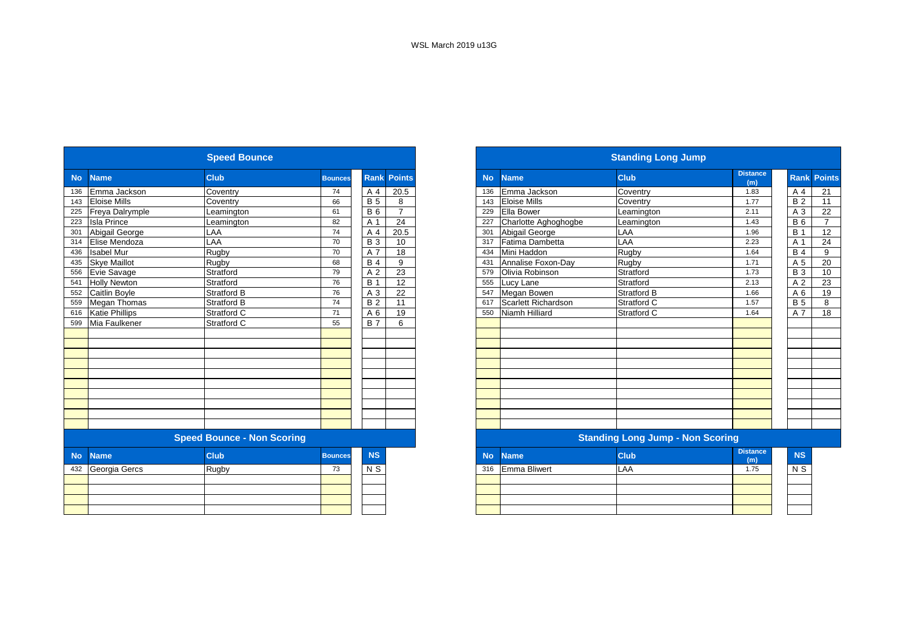WSL March 2019 u13G

## Speed Bounce

| No | Name | Club | Bounces | Rank | Points |
|---|---|---|---|---|---|
| 136 | Emma Jackson | Coventry | 74 | A 4 | 20.5 |
| 143 | Eloise Mills | Coventry | 66 | B 5 | 8 |
| 225 | Freya Dalrymple | Leamington | 61 | B 6 | 7 |
| 223 | Isla Prince | Leamington | 82 | A 1 | 24 |
| 301 | Abigail George | LAA | 74 | A 4 | 20.5 |
| 314 | Elise Mendoza | LAA | 70 | B 3 | 10 |
| 436 | Isabel Mur | Rugby | 70 | A 7 | 18 |
| 435 | Skye Maillot | Rugby | 68 | B 4 | 9 |
| 556 | Evie Savage | Stratford | 79 | A 2 | 23 |
| 541 | Holly Newton | Stratford | 76 | B 1 | 12 |
| 552 | Caitlin Boyle | Stratford B | 76 | A 3 | 22 |
| 559 | Megan Thomas | Stratford B | 74 | B 2 | 11 |
| 616 | Katie Phillips | Stratford C | 71 | A 6 | 19 |
| 599 | Mia Faulkener | Stratford C | 55 | B 7 | 6 |

## Speed Bounce - Non Scoring

| No | Name | Club | Bounces | NS |
|---|---|---|---|---|
| 432 | Georgia Gercs | Rugby | 73 | N S |

## Standing Long Jump

| No | Name | Club | Distance (m) | Rank | Points |
|---|---|---|---|---|---|
| 136 | Emma Jackson | Coventry | 1.83 | A 4 | 21 |
| 143 | Eloise Mills | Coventry | 1.77 | B 2 | 11 |
| 229 | Ella Bower | Leamington | 2.11 | A 3 | 22 |
| 227 | Charlotte Aghoghogbe | Leamington | 1.43 | B 6 | 7 |
| 301 | Abigail George | LAA | 1.96 | B 1 | 12 |
| 317 | Fatima Dambetta | LAA | 2.23 | A 1 | 24 |
| 434 | Mini Haddon | Rugby | 1.64 | B 4 | 9 |
| 431 | Annalise Foxon-Day | Rugby | 1.71 | A 5 | 20 |
| 579 | Olivia Robinson | Stratford | 1.73 | B 3 | 10 |
| 555 | Lucy Lane | Stratford | 2.13 | A 2 | 23 |
| 547 | Megan Bowen | Stratford B | 1.66 | A 6 | 19 |
| 617 | Scarlett Richardson | Stratford C | 1.57 | B 5 | 8 |
| 550 | Niamh Hilliard | Stratford C | 1.64 | A 7 | 18 |

## Standing Long Jump - Non Scoring

| No | Name | Club | Distance (m) | NS |
|---|---|---|---|---|
| 316 | Emma Bliwert | LAA | 1.75 | N S |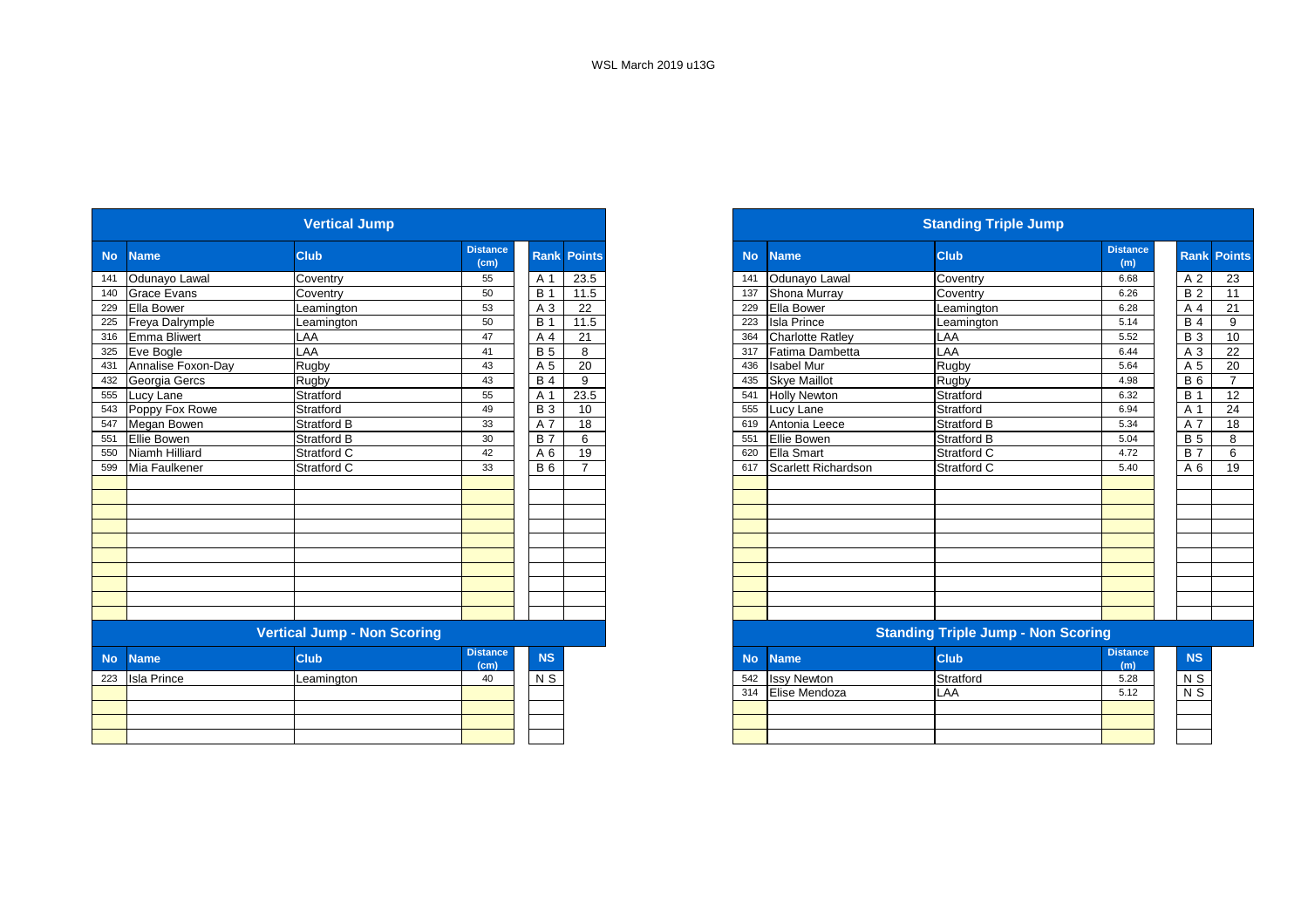WSL March 2019 u13G

## Vertical Jump

| No | Name | Club | Distance (cm) | Rank | Points |
|---|---|---|---|---|---|
| 141 | Odunayo Lawal | Coventry | 55 | A 1 | 23.5 |
| 140 | Grace Evans | Coventry | 50 | B 1 | 11.5 |
| 229 | Ella Bower | Leamington | 53 | A 3 | 22 |
| 225 | Freya Dalrymple | Leamington | 50 | B 1 | 11.5 |
| 316 | Emma Bliwert | LAA | 47 | A 4 | 21 |
| 325 | Eve Bogle | LAA | 41 | B 5 | 8 |
| 431 | Annalise Foxon-Day | Rugby | 43 | A 5 | 20 |
| 432 | Georgia Gercs | Rugby | 43 | B 4 | 9 |
| 555 | Lucy Lane | Stratford | 55 | A 1 | 23.5 |
| 543 | Poppy Fox Rowe | Stratford | 49 | B 3 | 10 |
| 547 | Megan Bowen | Stratford B | 33 | A 7 | 18 |
| 551 | Ellie Bowen | Stratford B | 30 | B 7 | 6 |
| 550 | Niamh Hilliard | Stratford C | 42 | A 6 | 19 |
| 599 | Mia Faulkener | Stratford C | 33 | B 6 | 7 |

## Vertical Jump - Non Scoring

| No | Name | Club | Distance (cm) | NS |
|---|---|---|---|---|
| 223 | Isla Prince | Leamington | 40 | N S |

## Standing Triple Jump

| No | Name | Club | Distance (m) | Rank | Points |
|---|---|---|---|---|---|
| 141 | Odunayo Lawal | Coventry | 6.68 | A 2 | 23 |
| 137 | Shona Murray | Coventry | 6.26 | B 2 | 11 |
| 229 | Ella Bower | Leamington | 6.28 | A 4 | 21 |
| 223 | Isla Prince | Leamington | 5.14 | B 4 | 9 |
| 364 | Charlotte Ratley | LAA | 5.52 | B 3 | 10 |
| 317 | Fatima Dambetta | LAA | 6.44 | A 3 | 22 |
| 436 | Isabel Mur | Rugby | 5.64 | A 5 | 20 |
| 435 | Skye Maillot | Rugby | 4.98 | B 6 | 7 |
| 541 | Holly Newton | Stratford | 6.32 | B 1 | 12 |
| 555 | Lucy Lane | Stratford | 6.94 | A 1 | 24 |
| 619 | Antonia Leece | Stratford B | 5.34 | A 7 | 18 |
| 551 | Ellie Bowen | Stratford B | 5.04 | B 5 | 8 |
| 620 | Ella Smart | Stratford C | 4.72 | B 7 | 6 |
| 617 | Scarlett Richardson | Stratford C | 5.40 | A 6 | 19 |

## Standing Triple Jump - Non Scoring

| No | Name | Club | Distance (m) | NS |
|---|---|---|---|---|
| 542 | Issy Newton | Stratford | 5.28 | N S |
| 314 | Elise Mendoza | LAA | 5.12 | N S |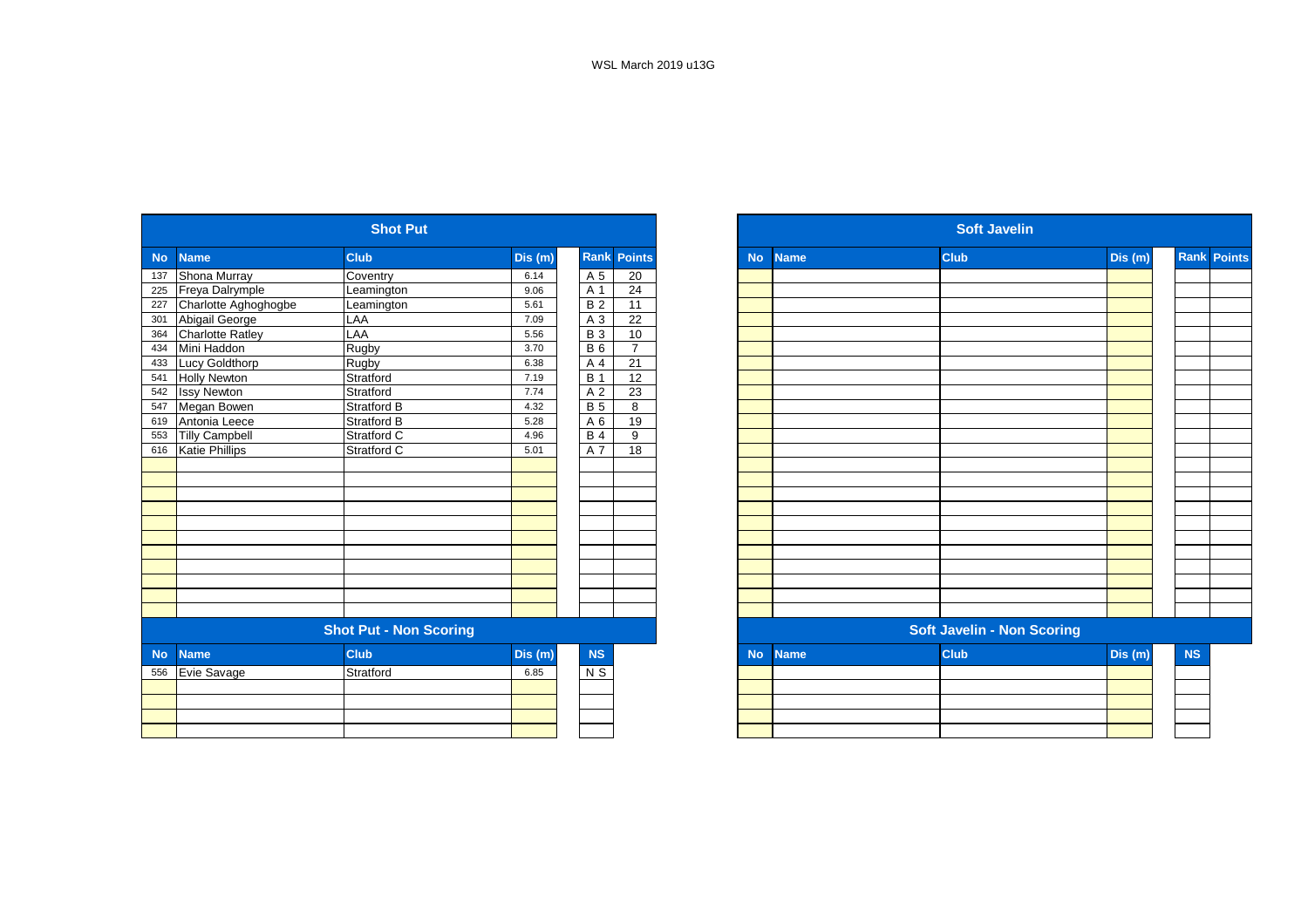WSL March 2019 u13G

## Shot Put

| No | Name | Club | Dis (m) | Rank | Points |
|---|---|---|---|---|---|
| 137 | Shona Murray | Coventry | 6.14 | A 5 | 20 |
| 225 | Freya Dalrymple | Leamington | 9.06 | A 1 | 24 |
| 227 | Charlotte Aghoghogbe | Leamington | 5.61 | B 2 | 11 |
| 301 | Abigail George | LAA | 7.09 | A 3 | 22 |
| 364 | Charlotte Ratley | LAA | 5.56 | B 3 | 10 |
| 434 | Mini Haddon | Rugby | 3.70 | B 6 | 7 |
| 433 | Lucy Goldthorp | Rugby | 6.38 | A 4 | 21 |
| 541 | Holly Newton | Stratford | 7.19 | B 1 | 12 |
| 542 | Issy Newton | Stratford | 7.74 | A 2 | 23 |
| 547 | Megan Bowen | Stratford B | 4.32 | B 5 | 8 |
| 619 | Antonia Leece | Stratford B | 5.28 | A 6 | 19 |
| 553 | Tilly Campbell | Stratford C | 4.96 | B 4 | 9 |
| 616 | Katie Phillips | Stratford C | 5.01 | A 7 | 18 |

## Shot Put - Non Scoring

| No | Name | Club | Dis (m) | NS |
|---|---|---|---|---|
| 556 | Evie Savage | Stratford | 6.85 | N S |

## Soft Javelin

| No | Name | Club | Dis (m) | Rank | Points |
|---|---|---|---|---|---|

## Soft Javelin - Non Scoring

| No | Name | Club | Dis (m) | NS |
|---|---|---|---|---|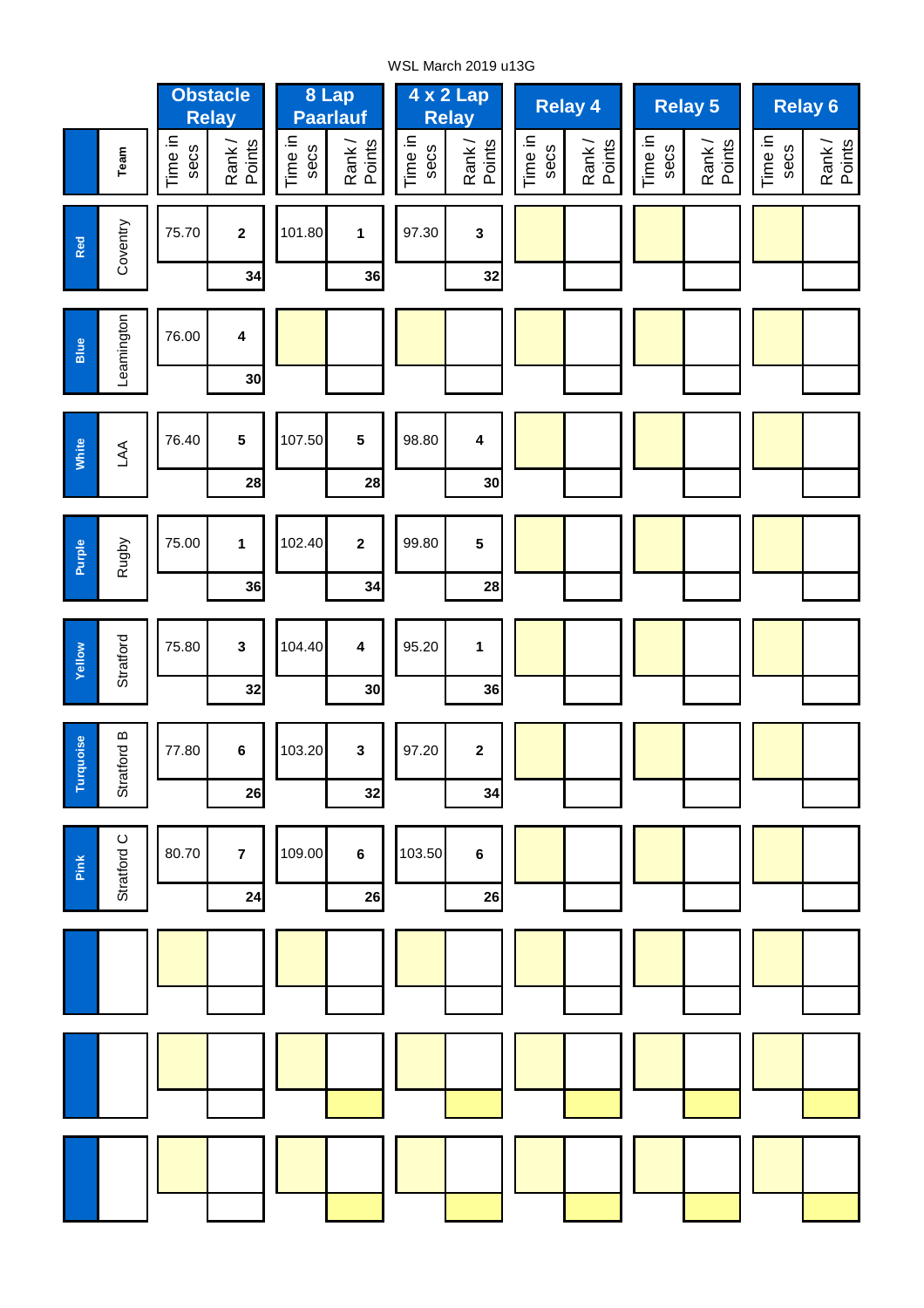WSL March 2019 u13G

| | Team | Obstacle Relay | | 8 Lap Paarlauf | | 4 x 2 Lap Relay | | Relay 4 | | Relay 5 | | Relay 6 | |
|---|---|---|---|---|---|---|---|---|---|---|---|---|---|
| | | Time in secs | Rank / Points | Time in secs | Rank / Points | Time in secs | Rank / Points | Time in secs | Rank / Points | Time in secs | Rank / Points | Time in secs | Rank / Points |
| Red | Coventry | 75.70 | 2 | 101.80 | 1 | 97.30 | 3 | | | | | | |
| | | | 34 | | 36 | | 32 | | | | | | |
| Blue | Leamington | 76.00 | 4 | | | | | | | | | | |
| | | | 30 | | | | | | | | | | |
| White | LAA | 76.40 | 5 | 107.50 | 5 | 98.80 | 4 | | | | | | |
| | | | 28 | | 28 | | 30 | | | | | | |
| Purple | Rugby | 75.00 | 1 | 102.40 | 2 | 99.80 | 5 | | | | | | |
| | | | 36 | | 34 | | 28 | | | | | | |
| Yellow | Stratford | 75.80 | 3 | 104.40 | 4 | 95.20 | 1 | | | | | | |
| | | | 32 | | 30 | | 36 | | | | | | |
| Turquoise | Stratford B | 77.80 | 6 | 103.20 | 3 | 97.20 | 2 | | | | | | |
| | | | 26 | | 32 | | 34 | | | | | | |
| Pink | Stratford C | 80.70 | 7 | 109.00 | 6 | 103.50 | 6 | | | | | | |
| | | | 24 | | 26 | | 26 | | | | | | |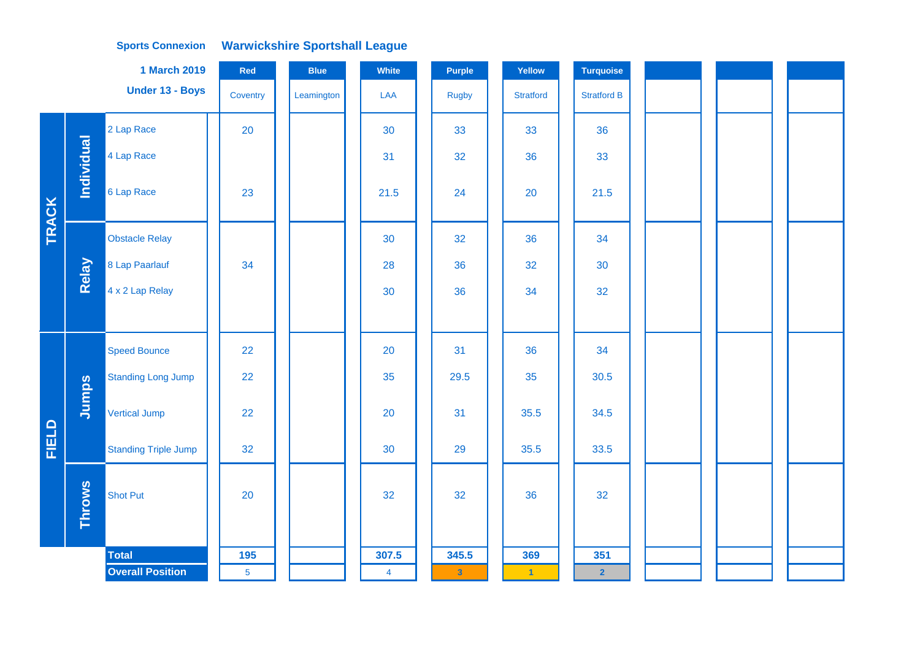**Sports Connexion** **Warwickshire Sportshall League**

**1 March 2019**

**Under 13 - Boys**

| | | | Red | Blue | White | Purple | Yellow | Turquoise | | | |
|---|---|---|---|---|---|---|---|---|---|---|---|
| | | | Coventry | Leamington | LAA | Rugby | Stratford | Stratford B | | | |
| TRACK | Individual | 2 Lap Race | 20 | | 30 | 33 | 33 | 36 | | | |
| | | 4 Lap Race | | | 31 | 32 | 36 | 33 | | | |
| | | 6 Lap Race | 23 | | 21.5 | 24 | 20 | 21.5 | | | |
| | Relay | Obstacle Relay | | | 30 | 32 | 36 | 34 | | | |
| | | 8 Lap Paarlauf | 34 | | 28 | 36 | 32 | 30 | | | |
| | | 4 x 2 Lap Relay | | | 30 | 36 | 34 | 32 | | | |
| FIELD | Jumps | Speed Bounce | 22 | | 20 | 31 | 36 | 34 | | | |
| | | Standing Long Jump | 22 | | 35 | 29.5 | 35 | 30.5 | | | |
| | | Vertical Jump | 22 | | 20 | 31 | 35.5 | 34.5 | | | |
| | | Standing Triple Jump | 32 | | 30 | 29 | 35.5 | 33.5 | | | |
| | Throws | Shot Put | 20 | | 32 | 32 | 36 | 32 | | | |
| | | **Total** | **195** | | **307.5** | **345.5** | **369** | **351** | | | |
| | | **Overall Position** | 5 | | 4 | 3 | 1 | 2 | | | |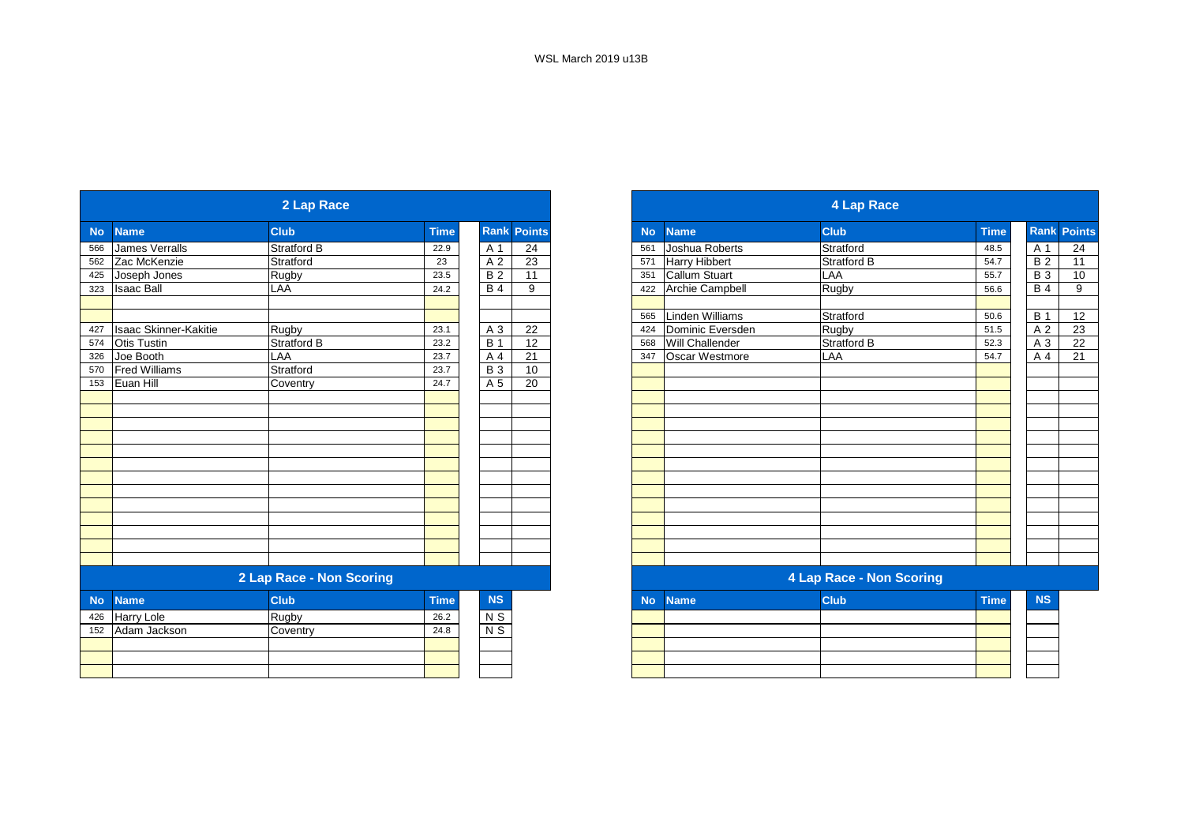WSL March 2019 u13B

## 2 Lap Race

| No | Name | Club | Time | Rank | Points |
|---|---|---|---|---|---|
| 566 | James Verralls | Stratford B | 22.9 | A 1 | 24 |
| 562 | Zac McKenzie | Stratford | 23 | A 2 | 23 |
| 425 | Joseph Jones | Rugby | 23.5 | B 2 | 11 |
| 323 | Isaac Ball | LAA | 24.2 | B 4 | 9 |
| | | | | | |
| | | | | | |
| 427 | Isaac Skinner-Kakitie | Rugby | 23.1 | A 3 | 22 |
| 574 | Otis Tustin | Stratford B | 23.2 | B 1 | 12 |
| 326 | Joe Booth | LAA | 23.7 | A 4 | 21 |
| 570 | Fred Williams | Stratford | 23.7 | B 3 | 10 |
| 153 | Euan Hill | Coventry | 24.7 | A 5 | 20 |

## 2 Lap Race - Non Scoring

| No | Name | Club | Time | NS |
|---|---|---|---|---|
| 426 | Harry Lole | Rugby | 26.2 | N S |
| 152 | Adam Jackson | Coventry | 24.8 | N S |

## 4 Lap Race

| No | Name | Club | Time | Rank | Points |
|---|---|---|---|---|---|
| 561 | Joshua Roberts | Stratford | 48.5 | A 1 | 24 |
| 571 | Harry Hibbert | Stratford B | 54.7 | B 2 | 11 |
| 351 | Callum Stuart | LAA | 55.7 | B 3 | 10 |
| 422 | Archie Campbell | Rugby | 56.6 | B 4 | 9 |
| | | | | | |
| 565 | Linden Williams | Stratford | 50.6 | B 1 | 12 |
| 424 | Dominic Eversden | Rugby | 51.5 | A 2 | 23 |
| 568 | Will Challender | Stratford B | 52.3 | A 3 | 22 |
| 347 | Oscar Westmore | LAA | 54.7 | A 4 | 21 |

## 4 Lap Race - Non Scoring

| No | Name | Club | Time | NS |
|---|---|---|---|---|
| | | | | |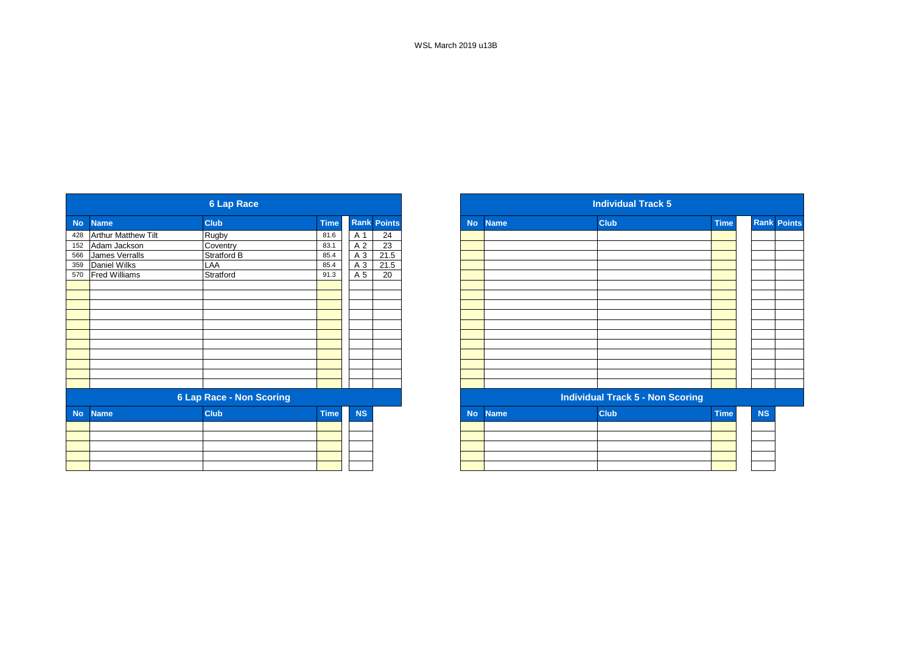WSL March 2019 u13B

## 6 Lap Race

| No | Name | Club | Time | Rank | Points |
|---|---|---|---|---|---|
| 428 | Arthur Matthew Tilt | Rugby | 81.6 | A 1 | 24 |
| 152 | Adam Jackson | Coventry | 83.1 | A 2 | 23 |
| 566 | James Verralls | Stratford B | 85.4 | A 3 | 21.5 |
| 359 | Daniel Wilks | LAA | 85.4 | A 3 | 21.5 |
| 570 | Fred Williams | Stratford | 91.3 | A 5 | 20 |

## 6 Lap Race - Non Scoring

| No | Name | Club | Time | NS |
|---|---|---|---|---|

## Individual Track 5

| No | Name | Club | Time | Rank | Points |
|---|---|---|---|---|---|

## Individual Track 5 - Non Scoring

| No | Name | Club | Time | NS |
|---|---|---|---|---|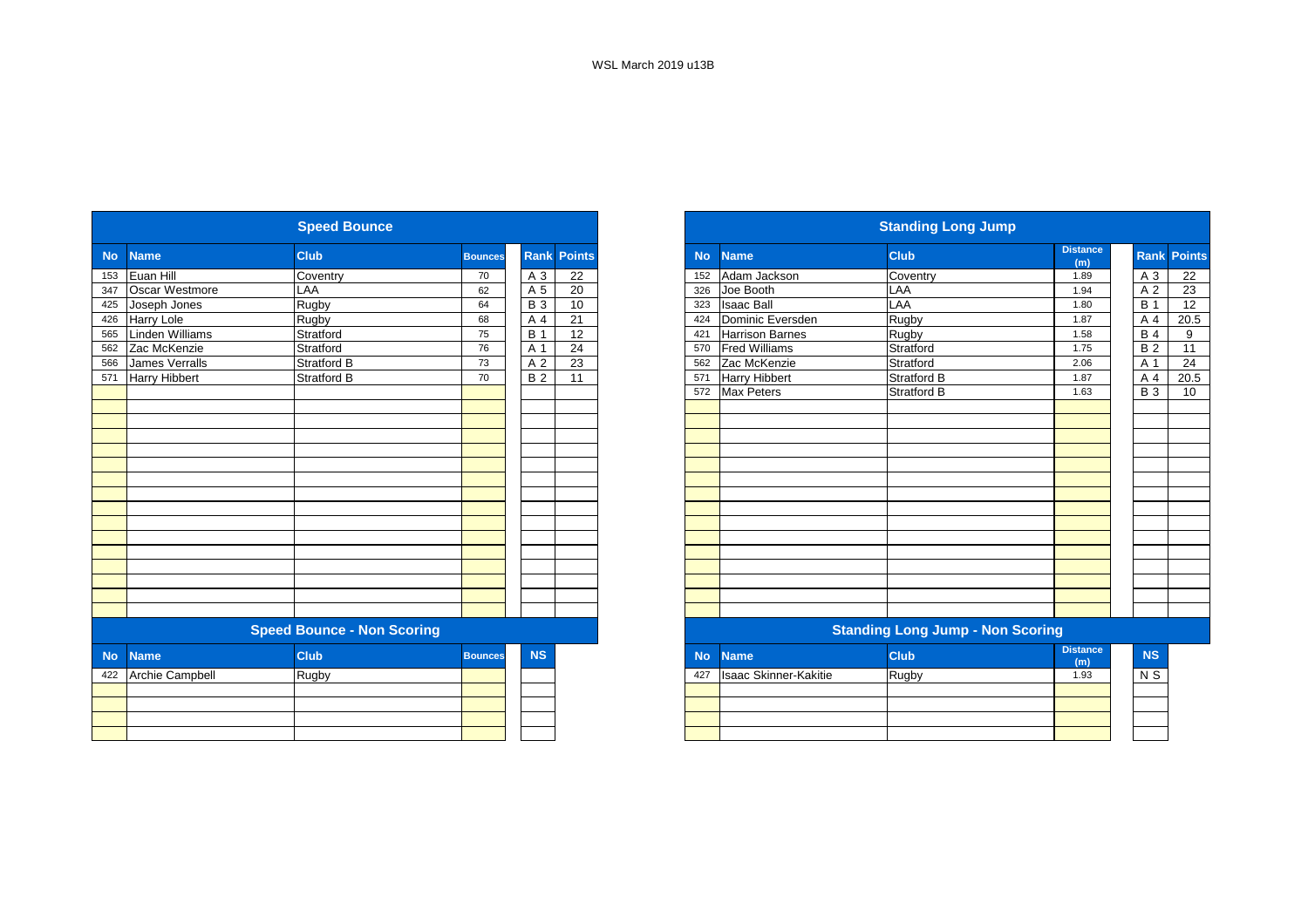WSL March 2019 u13B

## Speed Bounce

| No | Name | Club | Bounces | Rank | Points |
|---|---|---|---|---|---|
| 153 | Euan Hill | Coventry | 70 | A 3 | 22 |
| 347 | Oscar Westmore | LAA | 62 | A 5 | 20 |
| 425 | Joseph Jones | Rugby | 64 | B 3 | 10 |
| 426 | Harry Lole | Rugby | 68 | A 4 | 21 |
| 565 | Linden Williams | Stratford | 75 | B 1 | 12 |
| 562 | Zac McKenzie | Stratford | 76 | A 1 | 24 |
| 566 | James Verralls | Stratford B | 73 | A 2 | 23 |
| 571 | Harry Hibbert | Stratford B | 70 | B 2 | 11 |

## Speed Bounce - Non Scoring

| No | Name | Club | Bounces | NS |
|---|---|---|---|---|
| 422 | Archie Campbell | Rugby | | |

## Standing Long Jump

| No | Name | Club | Distance (m) | Rank | Points |
|---|---|---|---|---|---|
| 152 | Adam Jackson | Coventry | 1.89 | A 3 | 22 |
| 326 | Joe Booth | LAA | 1.94 | A 2 | 23 |
| 323 | Isaac Ball | LAA | 1.80 | B 1 | 12 |
| 424 | Dominic Eversden | Rugby | 1.87 | A 4 | 20.5 |
| 421 | Harrison Barnes | Rugby | 1.58 | B 4 | 9 |
| 570 | Fred Williams | Stratford | 1.75 | B 2 | 11 |
| 562 | Zac McKenzie | Stratford | 2.06 | A 1 | 24 |
| 571 | Harry Hibbert | Stratford B | 1.87 | A 4 | 20.5 |
| 572 | Max Peters | Stratford B | 1.63 | B 3 | 10 |

## Standing Long Jump - Non Scoring

| No | Name | Club | Distance (m) | NS |
|---|---|---|---|---|
| 427 | Isaac Skinner-Kakitie | Rugby | 1.93 | N S |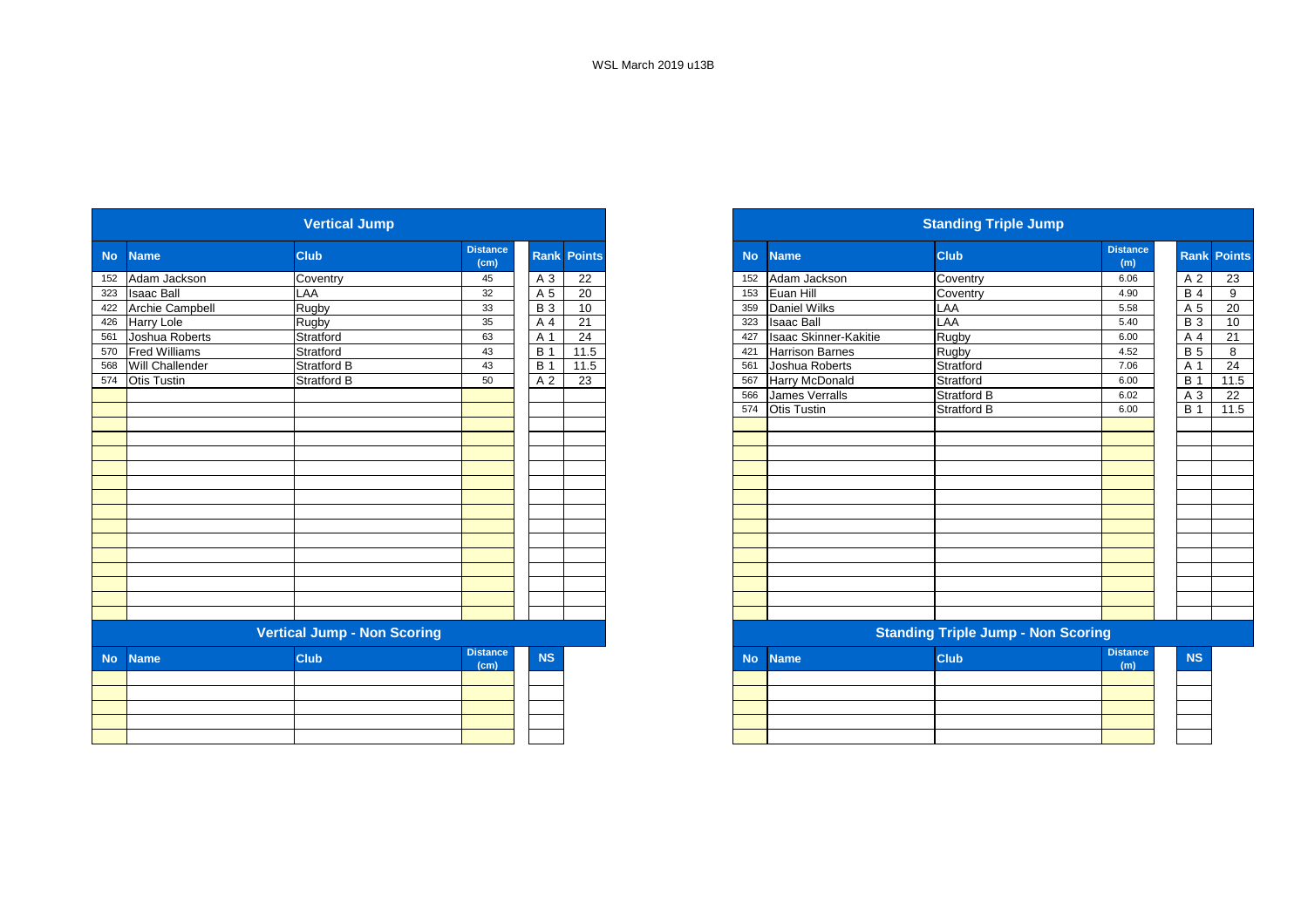WSL March 2019 u13B

## Vertical Jump

| No | Name | Club | Distance (cm) | Rank | Points |
|---|---|---|---|---|---|
| 152 | Adam Jackson | Coventry | 45 | A 3 | 22 |
| 323 | Isaac Ball | LAA | 32 | A 5 | 20 |
| 422 | Archie Campbell | Rugby | 33 | B 3 | 10 |
| 426 | Harry Lole | Rugby | 35 | A 4 | 21 |
| 561 | Joshua Roberts | Stratford | 63 | A 1 | 24 |
| 570 | Fred Williams | Stratford | 43 | B 1 | 11.5 |
| 568 | Will Challender | Stratford B | 43 | B 1 | 11.5 |
| 574 | Otis Tustin | Stratford B | 50 | A 2 | 23 |

## Vertical Jump - Non Scoring

| No | Name | Club | Distance (cm) | NS |
|---|---|---|---|---|

## Standing Triple Jump

| No | Name | Club | Distance (m) | Rank | Points |
|---|---|---|---|---|---|
| 152 | Adam Jackson | Coventry | 6.06 | A 2 | 23 |
| 153 | Euan Hill | Coventry | 4.90 | B 4 | 9 |
| 359 | Daniel Wilks | LAA | 5.58 | A 5 | 20 |
| 323 | Isaac Ball | LAA | 5.40 | B 3 | 10 |
| 427 | Isaac Skinner-Kakitie | Rugby | 6.00 | A 4 | 21 |
| 421 | Harrison Barnes | Rugby | 4.52 | B 5 | 8 |
| 561 | Joshua Roberts | Stratford | 7.06 | A 1 | 24 |
| 567 | Harry McDonald | Stratford | 6.00 | B 1 | 11.5 |
| 566 | James Verralls | Stratford B | 6.02 | A 3 | 22 |
| 574 | Otis Tustin | Stratford B | 6.00 | B 1 | 11.5 |

## Standing Triple Jump - Non Scoring

| No | Name | Club | Distance (m) | NS |
|---|---|---|---|---|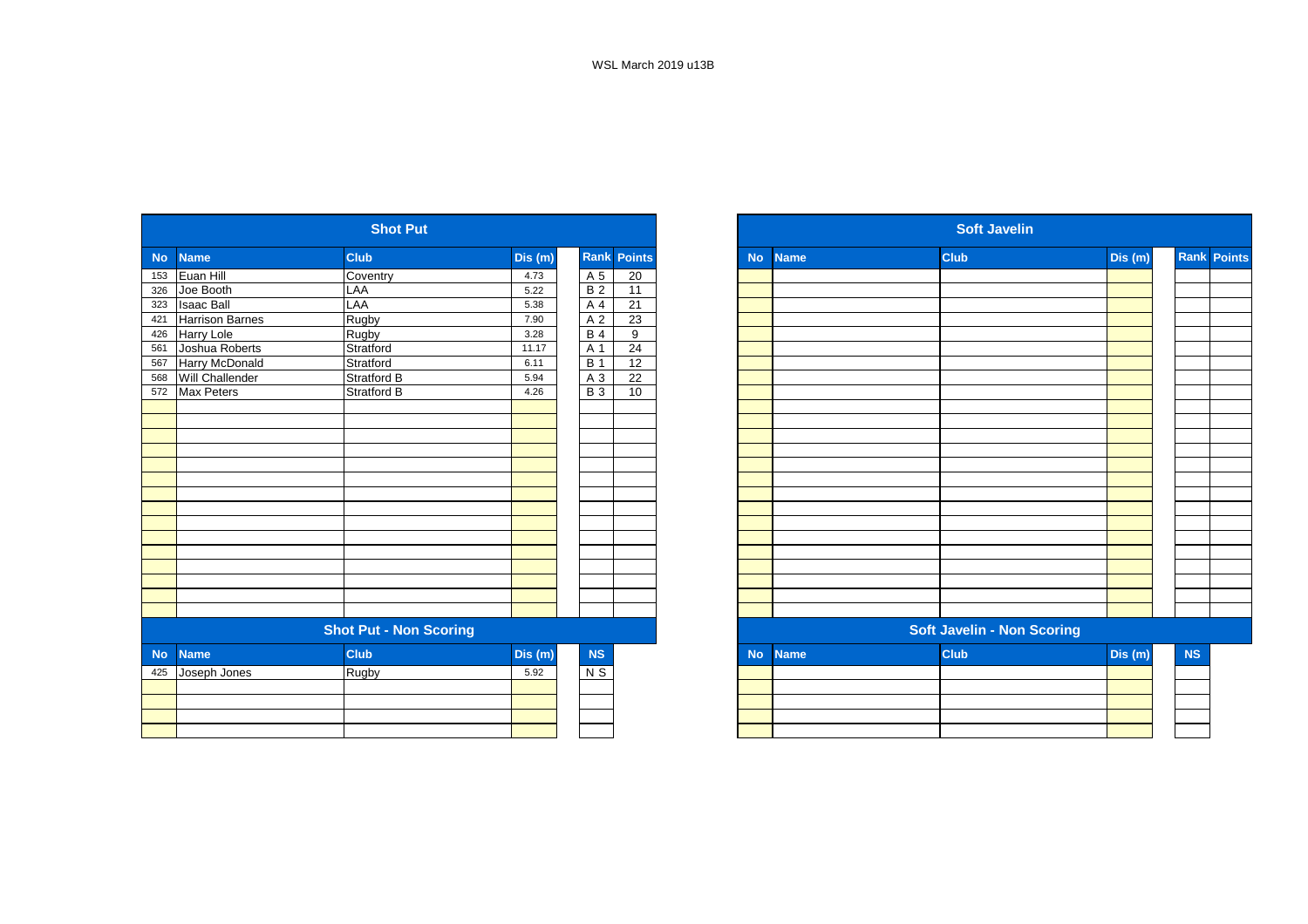WSL March 2019 u13B

## Shot Put

| No | Name | Club | Dis (m) | Rank | Points |
|---|---|---|---|---|---|
| 153 | Euan Hill | Coventry | 4.73 | A 5 | 20 |
| 326 | Joe Booth | LAA | 5.22 | B 2 | 11 |
| 323 | Isaac Ball | LAA | 5.38 | A 4 | 21 |
| 421 | Harrison Barnes | Rugby | 7.90 | A 2 | 23 |
| 426 | Harry Lole | Rugby | 3.28 | B 4 | 9 |
| 561 | Joshua Roberts | Stratford | 11.17 | A 1 | 24 |
| 567 | Harry McDonald | Stratford | 6.11 | B 1 | 12 |
| 568 | Will Challender | Stratford B | 5.94 | A 3 | 22 |
| 572 | Max Peters | Stratford B | 4.26 | B 3 | 10 |

## Shot Put - Non Scoring

| No | Name | Club | Dis (m) | NS |
|---|---|---|---|---|
| 425 | Joseph Jones | Rugby | 5.92 | N S |

## Soft Javelin

| No | Name | Club | Dis (m) | Rank | Points |
|---|---|---|---|---|---|

## Soft Javelin - Non Scoring

| No | Name | Club | Dis (m) | NS |
|---|---|---|---|---|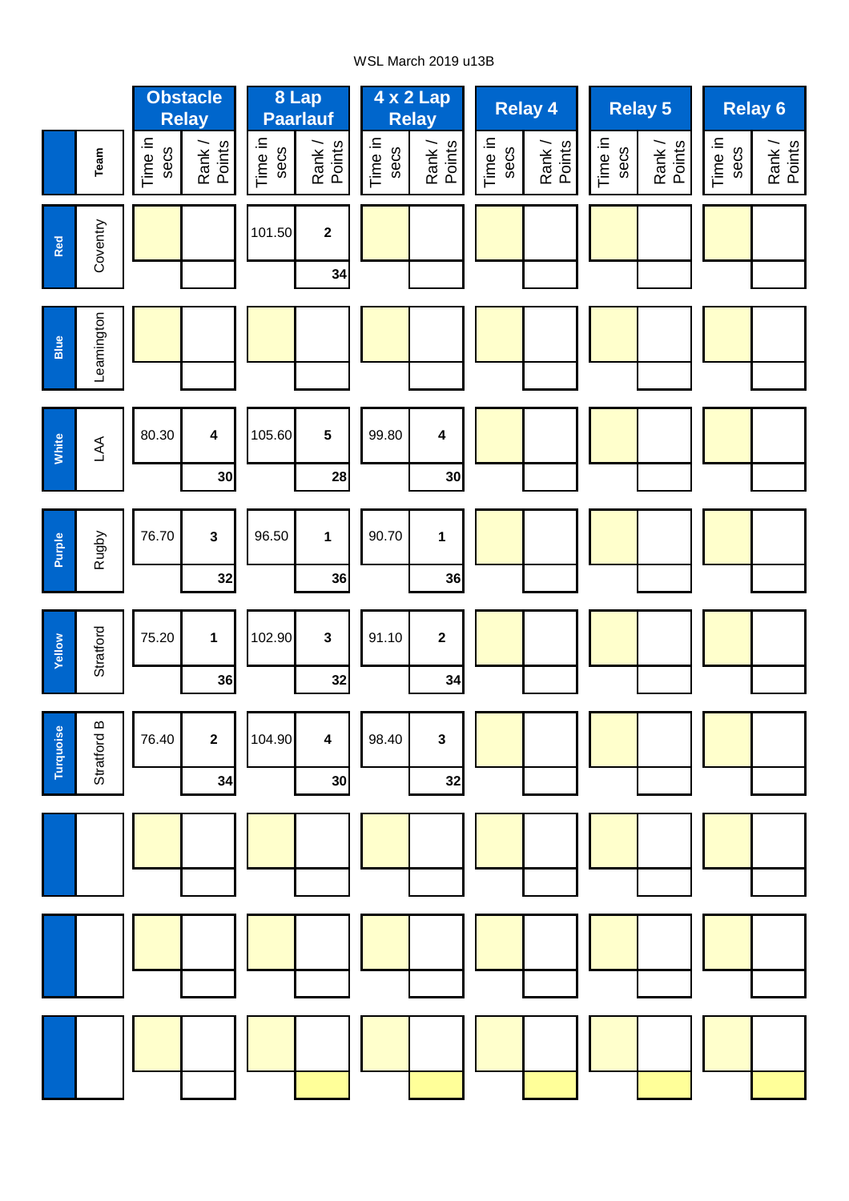WSL March 2019 u13B

| | Team | Obstacle Relay | | 8 Lap Paarlauf | | 4 x 2 Lap Relay | | Relay 4 | | Relay 5 | | Relay 6 | |
|---|---|---|---|---|---|---|---|---|---|---|---|---|---|
| | | Time in secs | Rank / Points | Time in secs | Rank / Points | Time in secs | Rank / Points | Time in secs | Rank / Points | Time in secs | Rank / Points | Time in secs | Rank / Points |
| Red | Coventry | | | 101.50 | 2 | | | | | | | | |
| | | | | | 34 | | | | | | | | |
| Blue | Leamington | | | | | | | | | | | | |
| | | | | | | | | | | | | | |
| White | LAA | 80.30 | 4 | 105.60 | 5 | 99.80 | 4 | | | | | | |
| | | | 30 | | 28 | | 30 | | | | | | |
| Purple | Rugby | 76.70 | 3 | 96.50 | 1 | 90.70 | 1 | | | | | | |
| | | | 32 | | 36 | | 36 | | | | | | |
| Yellow | Stratford | 75.20 | 1 | 102.90 | 3 | 91.10 | 2 | | | | | | |
| | | | 36 | | 32 | | 34 | | | | | | |
| Turquoise | Stratford B | 76.40 | 2 | 104.90 | 4 | 98.40 | 3 | | | | | | |
| | | | 34 | | 30 | | 32 | | | | | | |
| | | | | | | | | | | | | | |
| | | | | | | | | | | | | | |
| | | | | | | | | | | | | | |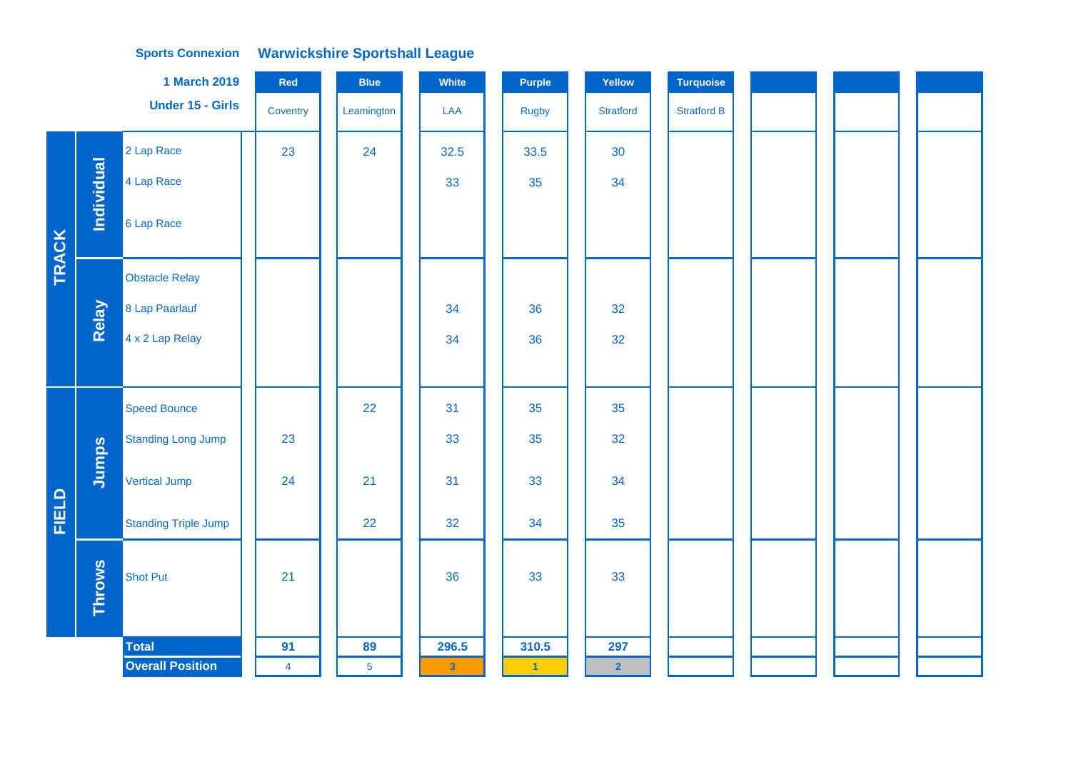**Sports Connexion** **Warwickshire Sportshall League**

**1 March 2019**

**Under 15 - Girls**

| | | | Red | Blue | White | Purple | Yellow | Turquoise | | | |
|---|---|---|---|---|---|---|---|---|---|---|---|
| | | | Coventry | Leamington | LAA | Rugby | Stratford | Stratford B | | | |
| TRACK | Individual | 2 Lap Race | 23 | 24 | 32.5 | 33.5 | 30 | | | | |
| | | 4 Lap Race | | | 33 | 35 | 34 | | | | |
| | | 6 Lap Race | | | | | | | | | |
| | Relay | Obstacle Relay | | | | | | | | | |
| | | 8 Lap Paarlauf | | | 34 | 36 | 32 | | | | |
| | | 4 x 2 Lap Relay | | | 34 | 36 | 32 | | | | |
| FIELD | Jumps | Speed Bounce | | 22 | 31 | 35 | 35 | | | | |
| | | Standing Long Jump | 23 | | 33 | 35 | 32 | | | | |
| | | Vertical Jump | 24 | 21 | 31 | 33 | 34 | | | | |
| | | Standing Triple Jump | | 22 | 32 | 34 | 35 | | | | |
| | Throws | Shot Put | 21 | | 36 | 33 | 33 | | | | |
| | | **Total** | **91** | **89** | **296.5** | **310.5** | **297** | | | | |
| | | **Overall Position** | 4 | 5 | 3 | 1 | 2 | | | | |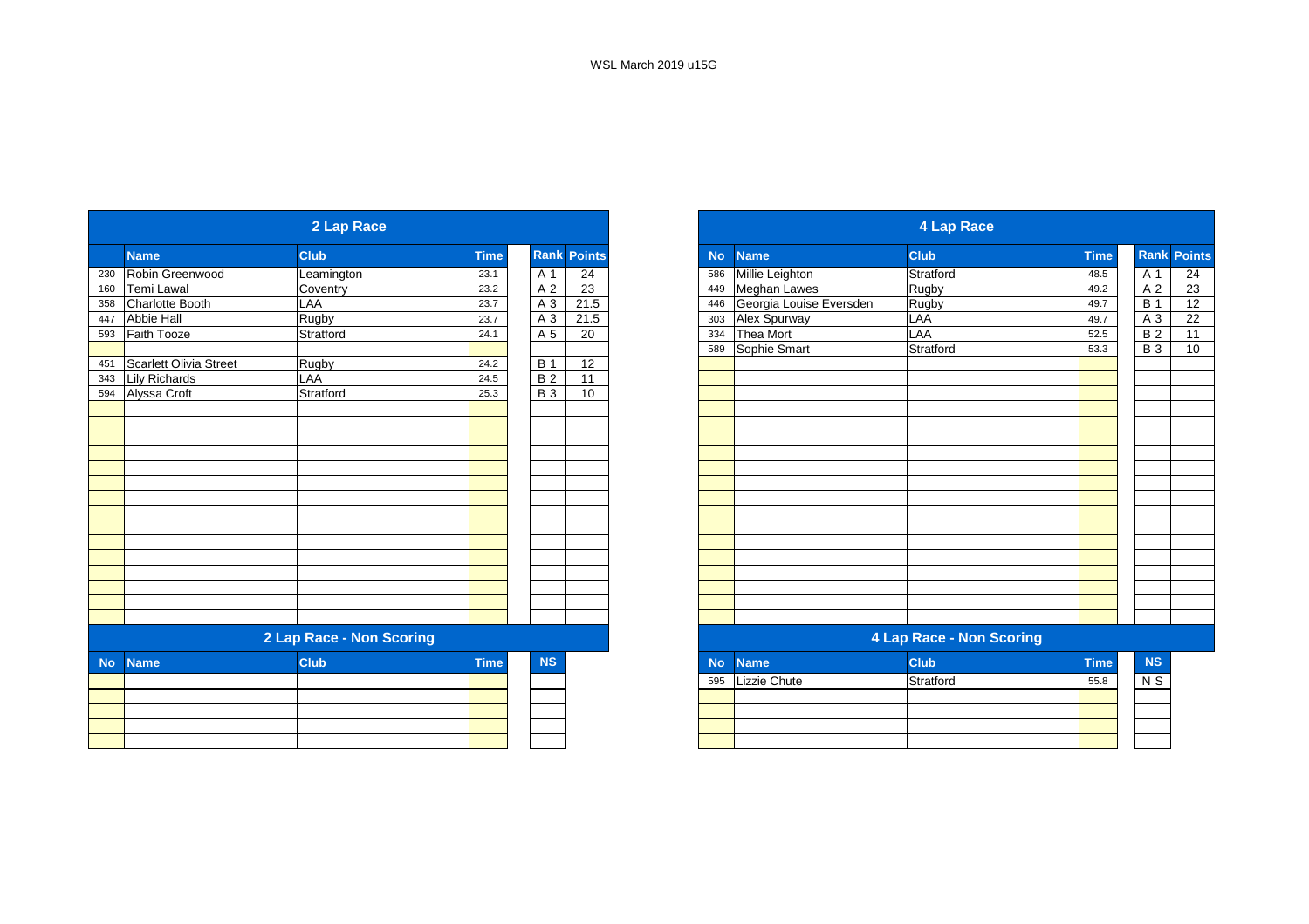WSL March 2019 u15G

## 2 Lap Race

| No | Name | Club | Time | Rank | Points |
|---|---|---|---|---|---|
| 230 | Robin Greenwood | Leamington | 23.1 | A 1 | 24 |
| 160 | Temi Lawal | Coventry | 23.2 | A 2 | 23 |
| 358 | Charlotte Booth | LAA | 23.7 | A 3 | 21.5 |
| 447 | Abbie Hall | Rugby | 23.7 | A 3 | 21.5 |
| 593 | Faith Tooze | Stratford | 24.1 | A 5 | 20 |
| | | | | | |
| 451 | Scarlett Olivia Street | Rugby | 24.2 | B 1 | 12 |
| 343 | Lily Richards | LAA | 24.5 | B 2 | 11 |
| 594 | Alyssa Croft | Stratford | 25.3 | B 3 | 10 |

## 2 Lap Race - Non Scoring

| No | Name | Club | Time | NS |
|---|---|---|---|---|
| | | | | |

## 4 Lap Race

| No | Name | Club | Time | Rank | Points |
|---|---|---|---|---|---|
| 586 | Millie Leighton | Stratford | 48.5 | A 1 | 24 |
| 449 | Meghan Lawes | Rugby | 49.2 | A 2 | 23 |
| 446 | Georgia Louise Eversden | Rugby | 49.7 | B 1 | 12 |
| 303 | Alex Spurway | LAA | 49.7 | A 3 | 22 |
| 334 | Thea Mort | LAA | 52.5 | B 2 | 11 |
| 589 | Sophie Smart | Stratford | 53.3 | B 3 | 10 |

## 4 Lap Race - Non Scoring

| No | Name | Club | Time | NS |
|---|---|---|---|---|
| 595 | Lizzie Chute | Stratford | 55.8 | N S |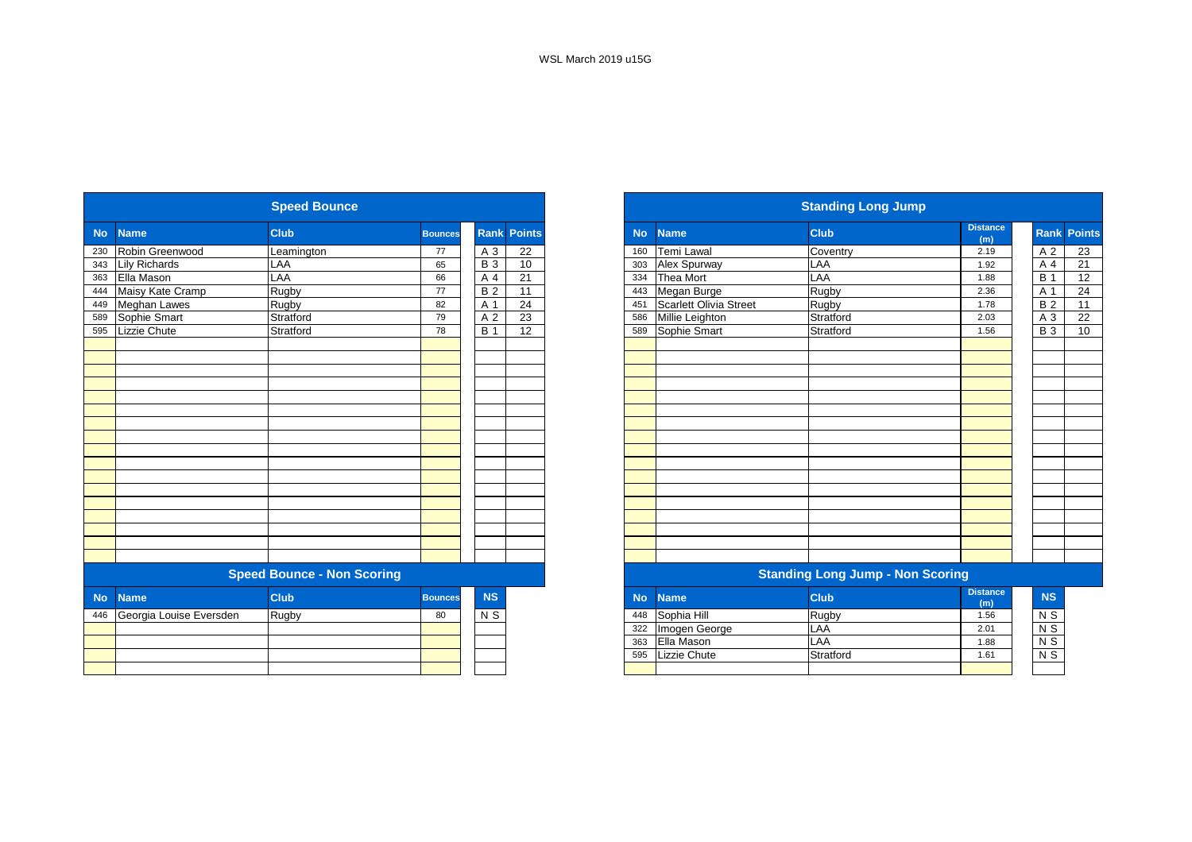WSL March 2019 u15G

## Speed Bounce

| No | Name | Club | Bounces | Rank | Points |
|---|---|---|---|---|---|
| 230 | Robin Greenwood | Leamington | 77 | A 3 | 22 |
| 343 | Lily Richards | LAA | 65 | B 3 | 10 |
| 363 | Ella Mason | LAA | 66 | A 4 | 21 |
| 444 | Maisy Kate Cramp | Rugby | 77 | B 2 | 11 |
| 449 | Meghan Lawes | Rugby | 82 | A 1 | 24 |
| 589 | Sophie Smart | Stratford | 79 | A 2 | 23 |
| 595 | Lizzie Chute | Stratford | 78 | B 1 | 12 |

## Speed Bounce - Non Scoring

| No | Name | Club | Bounces | NS |
|---|---|---|---|---|
| 446 | Georgia Louise Eversden | Rugby | 80 | N S |

## Standing Long Jump

| No | Name | Club | Distance (m) | Rank | Points |
|---|---|---|---|---|---|
| 160 | Temi Lawal | Coventry | 2.19 | A 2 | 23 |
| 303 | Alex Spurway | LAA | 1.92 | A 4 | 21 |
| 334 | Thea Mort | LAA | 1.88 | B 1 | 12 |
| 443 | Megan Burge | Rugby | 2.36 | A 1 | 24 |
| 451 | Scarlett Olivia Street | Rugby | 1.78 | B 2 | 11 |
| 586 | Millie Leighton | Stratford | 2.03 | A 3 | 22 |
| 589 | Sophie Smart | Stratford | 1.56 | B 3 | 10 |

## Standing Long Jump - Non Scoring

| No | Name | Club | Distance (m) | NS |
|---|---|---|---|---|
| 448 | Sophia Hill | Rugby | 1.56 | N S |
| 322 | Imogen George | LAA | 2.01 | N S |
| 363 | Ella Mason | LAA | 1.88 | N S |
| 595 | Lizzie Chute | Stratford | 1.61 | N S |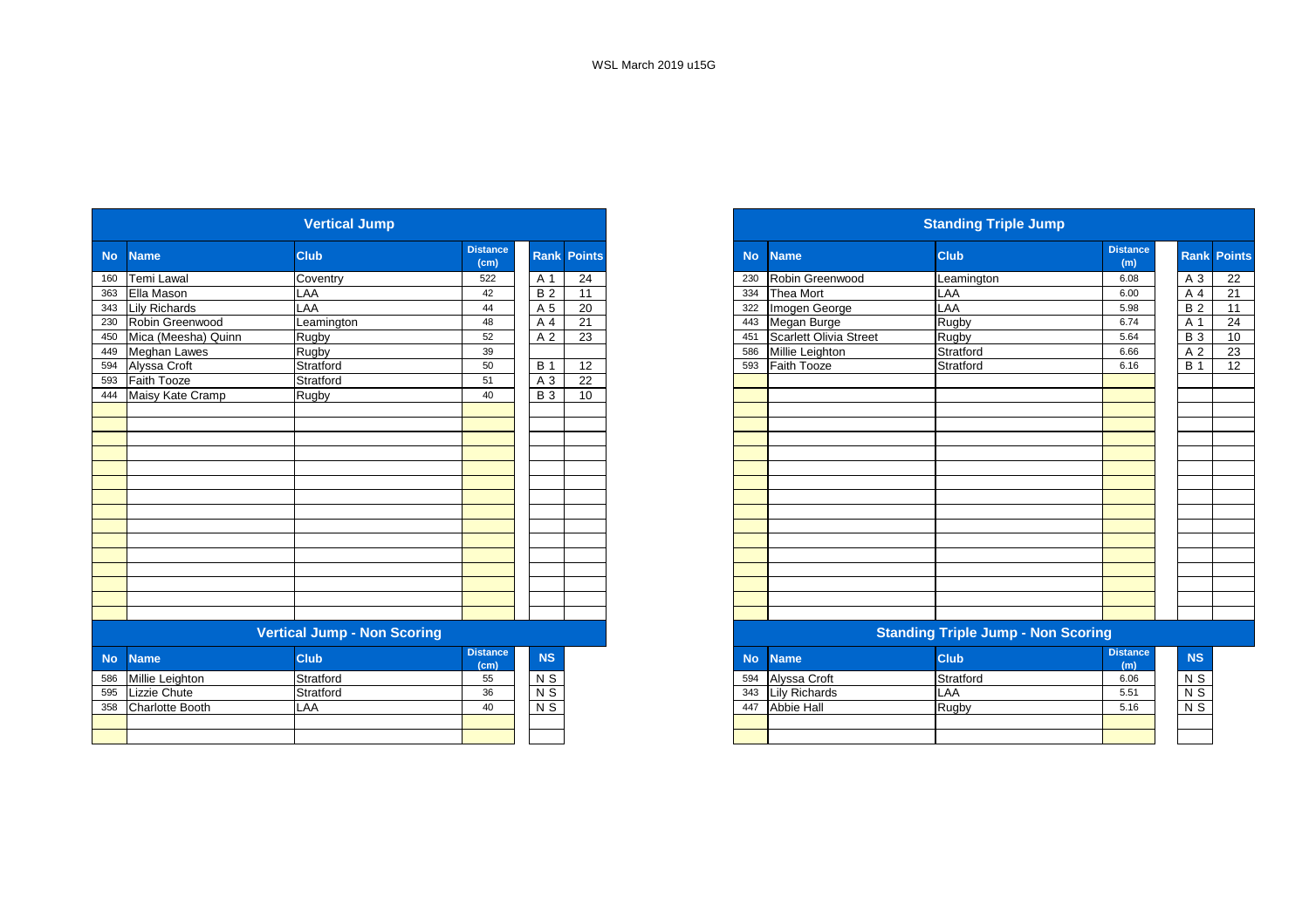WSL March 2019 u15G

## Vertical Jump

| No | Name | Club | Distance (cm) | Rank | Points |
|---|---|---|---|---|---|
| 160 | Temi Lawal | Coventry | 522 | A 1 | 24 |
| 363 | Ella Mason | LAA | 42 | B 2 | 11 |
| 343 | Lily Richards | LAA | 44 | A 5 | 20 |
| 230 | Robin Greenwood | Leamington | 48 | A 4 | 21 |
| 450 | Mica (Meesha) Quinn | Rugby | 52 | A 2 | 23 |
| 449 | Meghan Lawes | Rugby | 39 | | |
| 594 | Alyssa Croft | Stratford | 50 | B 1 | 12 |
| 593 | Faith Tooze | Stratford | 51 | A 3 | 22 |
| 444 | Maisy Kate Cramp | Rugby | 40 | B 3 | 10 |

## Vertical Jump - Non Scoring

| No | Name | Club | Distance (cm) | NS |
|---|---|---|---|---|
| 586 | Millie Leighton | Stratford | 55 | N S |
| 595 | Lizzie Chute | Stratford | 36 | N S |
| 358 | Charlotte Booth | LAA | 40 | N S |

## Standing Triple Jump

| No | Name | Club | Distance (m) | Rank | Points |
|---|---|---|---|---|---|
| 230 | Robin Greenwood | Leamington | 6.08 | A 3 | 22 |
| 334 | Thea Mort | LAA | 6.00 | A 4 | 21 |
| 322 | Imogen George | LAA | 5.98 | B 2 | 11 |
| 443 | Megan Burge | Rugby | 6.74 | A 1 | 24 |
| 451 | Scarlett Olivia Street | Rugby | 5.64 | B 3 | 10 |
| 586 | Millie Leighton | Stratford | 6.66 | A 2 | 23 |
| 593 | Faith Tooze | Stratford | 6.16 | B 1 | 12 |

## Standing Triple Jump - Non Scoring

| No | Name | Club | Distance (m) | NS |
|---|---|---|---|---|
| 594 | Alyssa Croft | Stratford | 6.06 | N S |
| 343 | Lily Richards | LAA | 5.51 | N S |
| 447 | Abbie Hall | Rugby | 5.16 | N S |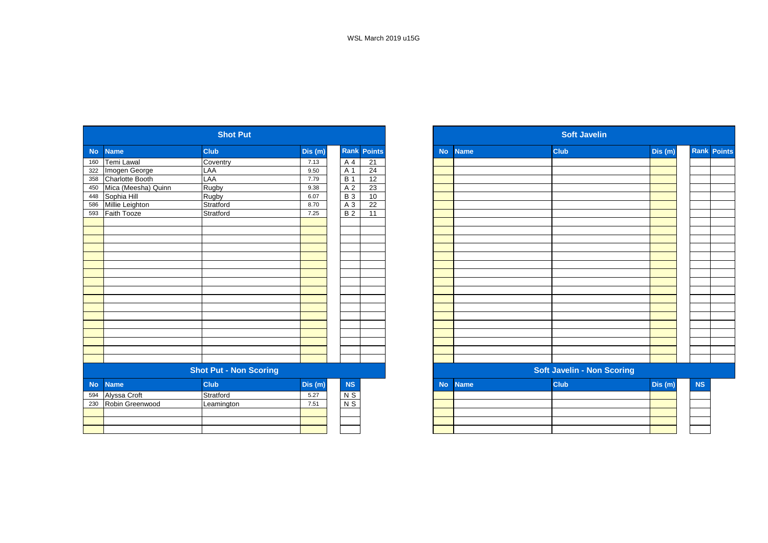WSL March 2019 u15G

## Shot Put

| No | Name | Club | Dis (m) | Rank | Points |
|---|---|---|---|---|---|
| 160 | Temi Lawal | Coventry | 7.13 | A 4 | 21 |
| 322 | Imogen George | LAA | 9.50 | A 1 | 24 |
| 358 | Charlotte Booth | LAA | 7.79 | B 1 | 12 |
| 450 | Mica (Meesha) Quinn | Rugby | 9.38 | A 2 | 23 |
| 448 | Sophia Hill | Rugby | 6.07 | B 3 | 10 |
| 586 | Millie Leighton | Stratford | 8.70 | A 3 | 22 |
| 593 | Faith Tooze | Stratford | 7.25 | B 2 | 11 |

## Shot Put - Non Scoring

| No | Name | Club | Dis (m) | NS |
|---|---|---|---|---|
| 594 | Alyssa Croft | Stratford | 5.27 | N S |
| 230 | Robin Greenwood | Leamington | 7.51 | N S |

## Soft Javelin

| No | Name | Club | Dis (m) | Rank | Points |
|---|---|---|---|---|---|

## Soft Javelin - Non Scoring

| No | Name | Club | Dis (m) | NS |
|---|---|---|---|---|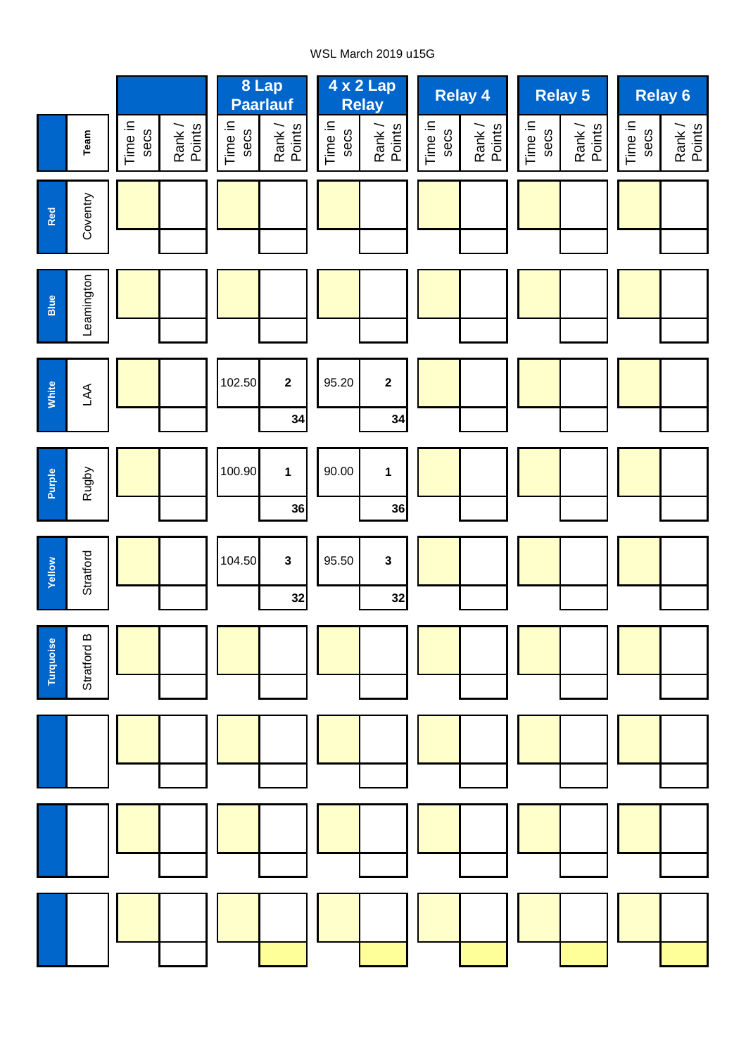WSL March 2019 u15G

| | Team | | | 8 Lap Paarlauf | | 4 x 2 Lap Relay | | Relay 4 | | Relay 5 | | Relay 6 | |
|---|---|---|---|---|---|---|---|---|---|---|---|---|---|
| | | Time in secs | Rank / Points | Time in secs | Rank / Points | Time in secs | Rank / Points | Time in secs | Rank / Points | Time in secs | Rank / Points | Time in secs | Rank / Points |
| Red | Coventry | | | | | | | | | | | | |
| Blue | Leamington | | | | | | | | | | | | |
| White | LAA | | | 102.50 | 2 | 95.20 | 2 | | | | | | |
| | | | | | 34 | | 34 | | | | | | |
| Purple | Rugby | | | 100.90 | 1 | 90.00 | 1 | | | | | | |
| | | | | | 36 | | 36 | | | | | | |
| Yellow | Stratford | | | 104.50 | 3 | 95.50 | 3 | | | | | | |
| | | | | | 32 | | 32 | | | | | | |
| Turquoise | Stratford B | | | | | | | | | | | | |
| | | | | | | | | | | | | | |
| | | | | | | | | | | | | | |
| | | | | | | | | | | | | | |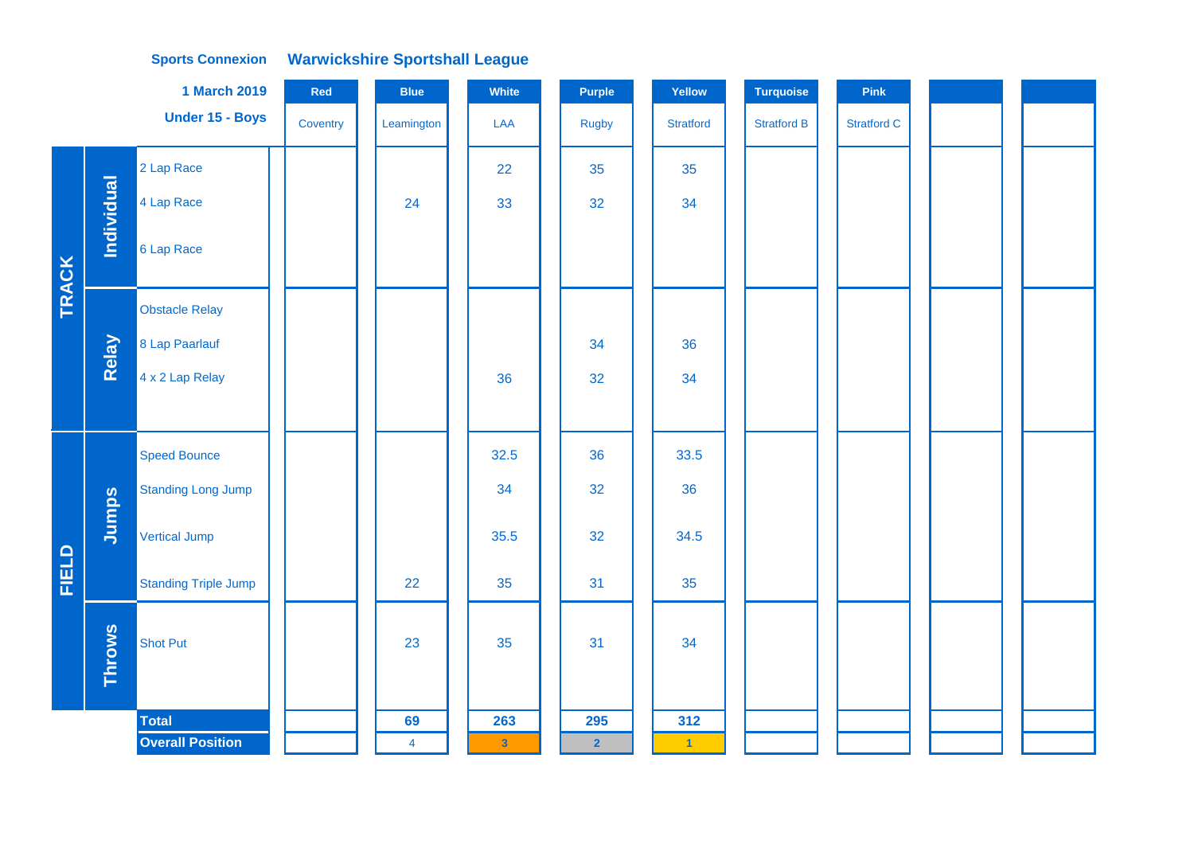**Sports Connexion** **Warwickshire Sportshall League**

**1 March 2019**

**Under 15 - Boys**

| | | | Red | Blue | White | Purple | Yellow | Turquoise | Pink | | |
|---|---|---|---|---|---|---|---|---|---|---|---|
| | | | Coventry | Leamington | LAA | Rugby | Stratford | Stratford B | Stratford C | | |
| TRACK | Individual | 2 Lap Race | | | 22 | 35 | 35 | | | | |
| | | 4 Lap Race | | 24 | 33 | 32 | 34 | | | | |
| | | 6 Lap Race | | | | | | | | | |
| | Relay | Obstacle Relay | | | | | | | | | |
| | | 8 Lap Paarlauf | | | | 34 | 36 | | | | |
| | | 4 x 2 Lap Relay | | | 36 | 32 | 34 | | | | |
| FIELD | Jumps | Speed Bounce | | | 32.5 | 36 | 33.5 | | | | |
| | | Standing Long Jump | | | 34 | 32 | 36 | | | | |
| | | Vertical Jump | | | 35.5 | 32 | 34.5 | | | | |
| | | Standing Triple Jump | | 22 | 35 | 31 | 35 | | | | |
| | Throws | Shot Put | | 23 | 35 | 31 | 34 | | | | |
| | | **Total** | | **69** | **263** | **295** | **312** | | | | |
| | | **Overall Position** | | 4 | 3 | 2 | 1 | | | | |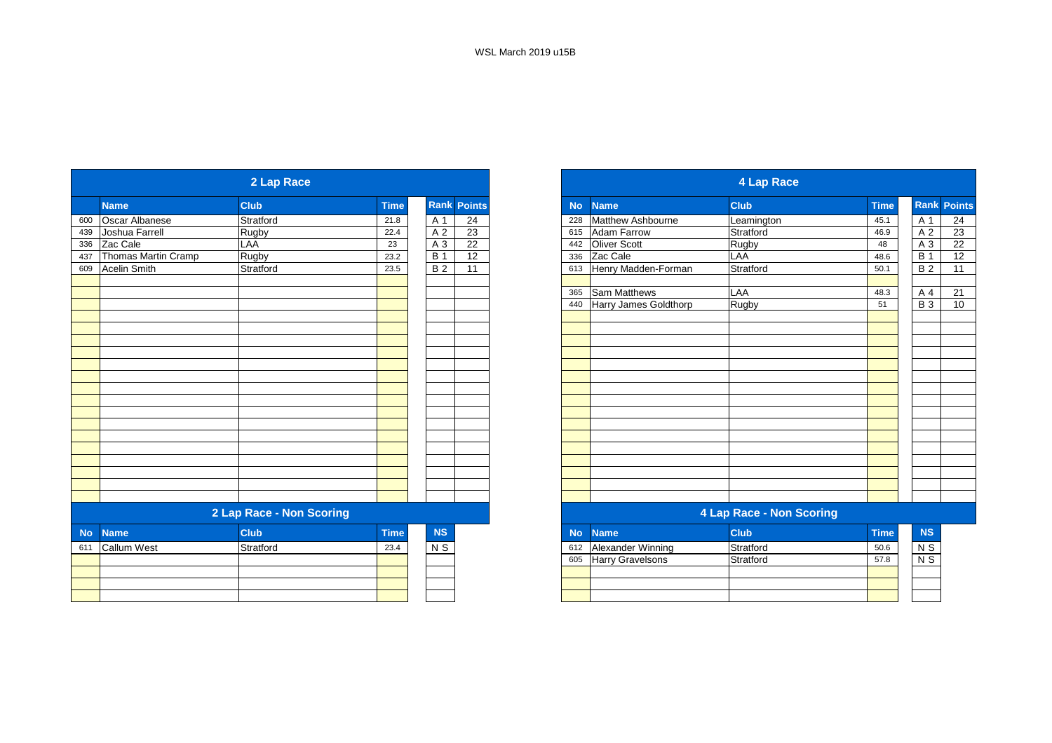WSL March 2019 u15B

## 2 Lap Race

| No | Name | Club | Time | Rank | Points |
|---|---|---|---|---|---|
| 600 | Oscar Albanese | Stratford | 21.8 | A 1 | 24 |
| 439 | Joshua Farrell | Rugby | 22.4 | A 2 | 23 |
| 336 | Zac Cale | LAA | 23 | A 3 | 22 |
| 437 | Thomas Martin Cramp | Rugby | 23.2 | B 1 | 12 |
| 609 | Acelin Smith | Stratford | 23.5 | B 2 | 11 |

## 2 Lap Race - Non Scoring

| No | Name | Club | Time | NS |
|---|---|---|---|---|
| 611 | Callum West | Stratford | 23.4 | N S |

## 4 Lap Race

| No | Name | Club | Time | Rank | Points |
|---|---|---|---|---|---|
| 228 | Matthew Ashbourne | Leamington | 45.1 | A 1 | 24 |
| 615 | Adam Farrow | Stratford | 46.9 | A 2 | 23 |
| 442 | Oliver Scott | Rugby | 48 | A 3 | 22 |
| 336 | Zac Cale | LAA | 48.6 | B 1 | 12 |
| 613 | Henry Madden-Forman | Stratford | 50.1 | B 2 | 11 |
| | | | | | |
| 365 | Sam Matthews | LAA | 48.3 | A 4 | 21 |
| 440 | Harry James Goldthorp | Rugby | 51 | B 3 | 10 |

## 4 Lap Race - Non Scoring

| No | Name | Club | Time | NS |
|---|---|---|---|---|
| 612 | Alexander Winning | Stratford | 50.6 | N S |
| 605 | Harry Gravelsons | Stratford | 57.8 | N S |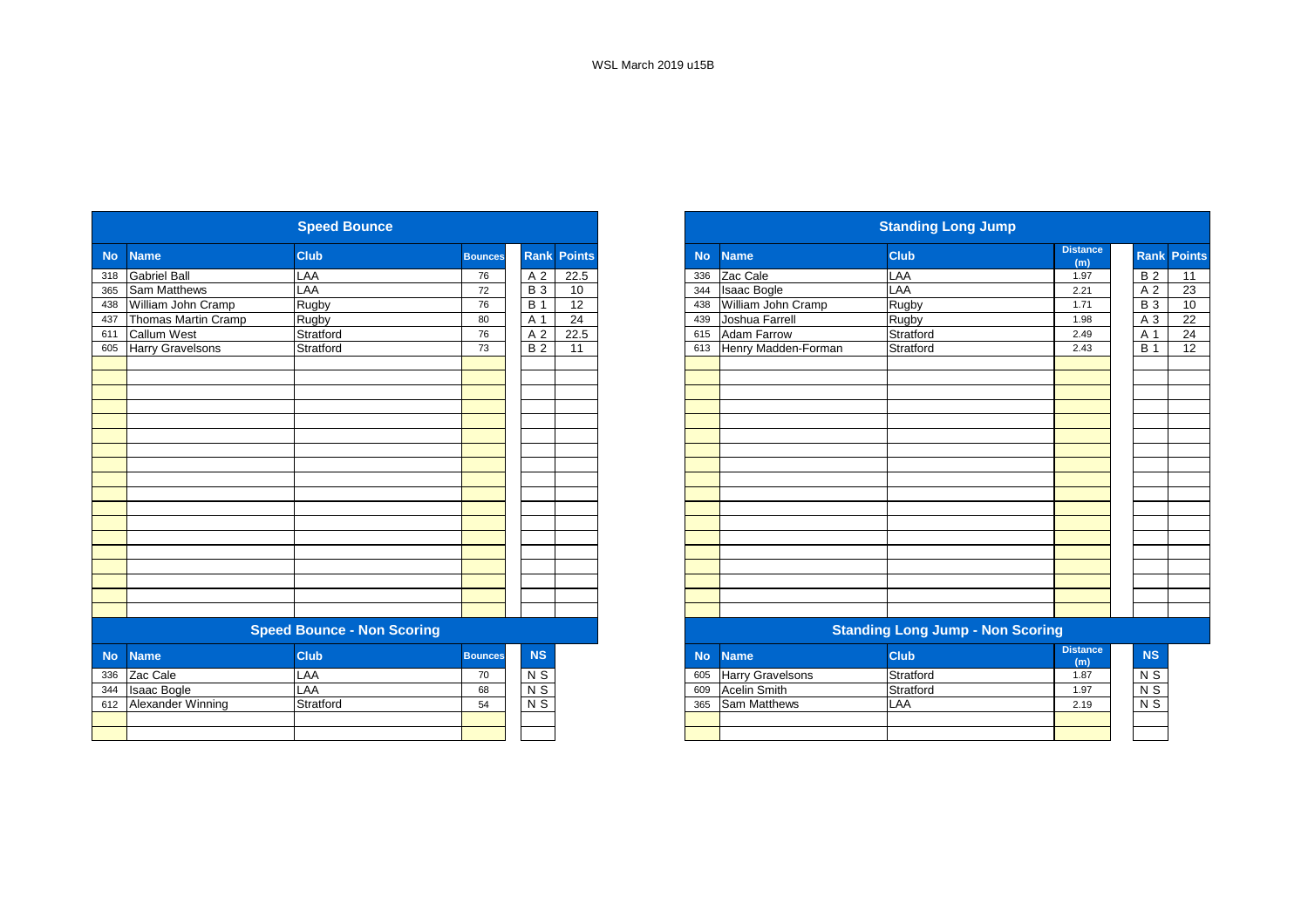WSL March 2019 u15B

## Speed Bounce

| No | Name | Club | Bounces | Rank | Points |
|---|---|---|---|---|---|
| 318 | Gabriel Ball | LAA | 76 | A 2 | 22.5 |
| 365 | Sam Matthews | LAA | 72 | B 3 | 10 |
| 438 | William John Cramp | Rugby | 76 | B 1 | 12 |
| 437 | Thomas Martin Cramp | Rugby | 80 | A 1 | 24 |
| 611 | Callum West | Stratford | 76 | A 2 | 22.5 |
| 605 | Harry Gravelsons | Stratford | 73 | B 2 | 11 |

## Speed Bounce - Non Scoring

| No | Name | Club | Bounces | NS |
|---|---|---|---|---|
| 336 | Zac Cale | LAA | 70 | N S |
| 344 | Isaac Bogle | LAA | 68 | N S |
| 612 | Alexander Winning | Stratford | 54 | N S |

## Standing Long Jump

| No | Name | Club | Distance (m) | Rank | Points |
|---|---|---|---|---|---|
| 336 | Zac Cale | LAA | 1.97 | B 2 | 11 |
| 344 | Isaac Bogle | LAA | 2.21 | A 2 | 23 |
| 438 | William John Cramp | Rugby | 1.71 | B 3 | 10 |
| 439 | Joshua Farrell | Rugby | 1.98 | A 3 | 22 |
| 615 | Adam Farrow | Stratford | 2.49 | A 1 | 24 |
| 613 | Henry Madden-Forman | Stratford | 2.43 | B 1 | 12 |

## Standing Long Jump - Non Scoring

| No | Name | Club | Distance (m) | NS |
|---|---|---|---|---|
| 605 | Harry Gravelsons | Stratford | 1.87 | N S |
| 609 | Acelin Smith | Stratford | 1.97 | N S |
| 365 | Sam Matthews | LAA | 2.19 | N S |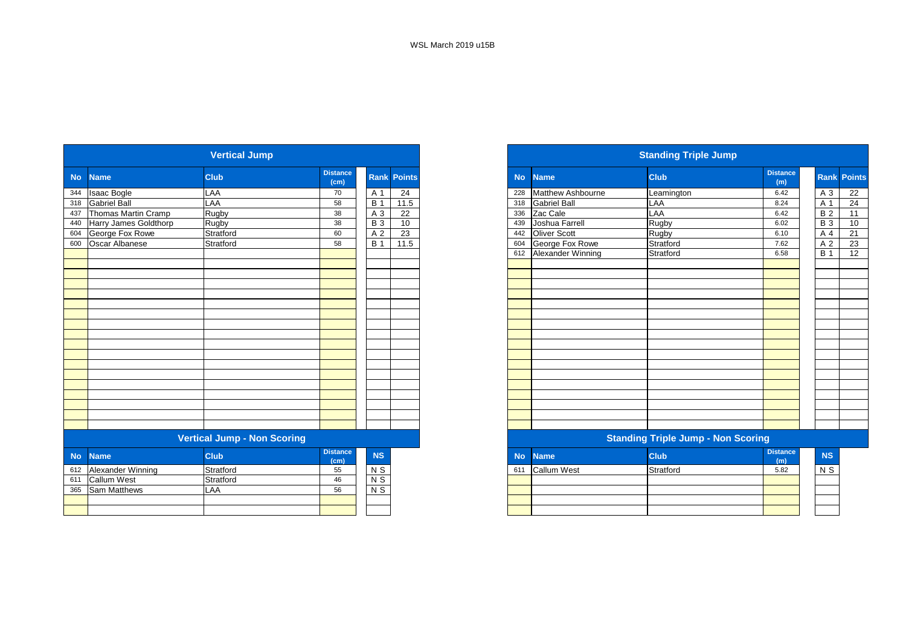WSL March 2019 u15B

## Vertical Jump

| No | Name | Club | Distance (cm) | Rank | Points |
|---|---|---|---|---|---|
| 344 | Isaac Bogle | LAA | 70 | A 1 | 24 |
| 318 | Gabriel Ball | LAA | 58 | B 1 | 11.5 |
| 437 | Thomas Martin Cramp | Rugby | 38 | A 3 | 22 |
| 440 | Harry James Goldthorp | Rugby | 38 | B 3 | 10 |
| 604 | George Fox Rowe | Stratford | 60 | A 2 | 23 |
| 600 | Oscar Albanese | Stratford | 58 | B 1 | 11.5 |

## Vertical Jump - Non Scoring

| No | Name | Club | Distance (cm) | NS |
|---|---|---|---|---|
| 612 | Alexander Winning | Stratford | 55 | N S |
| 611 | Callum West | Stratford | 46 | N S |
| 365 | Sam Matthews | LAA | 56 | N S |

## Standing Triple Jump

| No | Name | Club | Distance (m) | Rank | Points |
|---|---|---|---|---|---|
| 228 | Matthew Ashbourne | Leamington | 6.42 | A 3 | 22 |
| 318 | Gabriel Ball | LAA | 8.24 | A 1 | 24 |
| 336 | Zac Cale | LAA | 6.42 | B 2 | 11 |
| 439 | Joshua Farrell | Rugby | 6.02 | B 3 | 10 |
| 442 | Oliver Scott | Rugby | 6.10 | A 4 | 21 |
| 604 | George Fox Rowe | Stratford | 7.62 | A 2 | 23 |
| 612 | Alexander Winning | Stratford | 6.58 | B 1 | 12 |

## Standing Triple Jump - Non Scoring

| No | Name | Club | Distance (m) | NS |
|---|---|---|---|---|
| 611 | Callum West | Stratford | 5.82 | N S |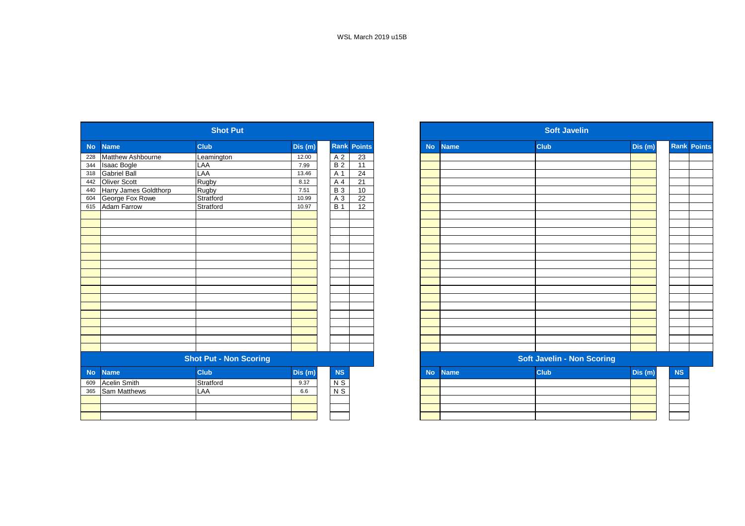WSL March 2019 u15B

## Shot Put

| No | Name | Club | Dis (m) | Rank | Points |
|---|---|---|---|---|---|
| 228 | Matthew Ashbourne | Leamington | 12.00 | A 2 | 23 |
| 344 | Isaac Bogle | LAA | 7.99 | B 2 | 11 |
| 318 | Gabriel Ball | LAA | 13.46 | A 1 | 24 |
| 442 | Oliver Scott | Rugby | 8.12 | A 4 | 21 |
| 440 | Harry James Goldthorp | Rugby | 7.51 | B 3 | 10 |
| 604 | George Fox Rowe | Stratford | 10.99 | A 3 | 22 |
| 615 | Adam Farrow | Stratford | 10.97 | B 1 | 12 |

## Shot Put - Non Scoring

| No | Name | Club | Dis (m) | NS |
|---|---|---|---|---|
| 609 | Acelin Smith | Stratford | 9.37 | N S |
| 365 | Sam Matthews | LAA | 6.6 | N S |

## Soft Javelin

| No | Name | Club | Dis (m) | Rank | Points |
|---|---|---|---|---|---|

## Soft Javelin - Non Scoring

| No | Name | Club | Dis (m) | NS |
|---|---|---|---|---|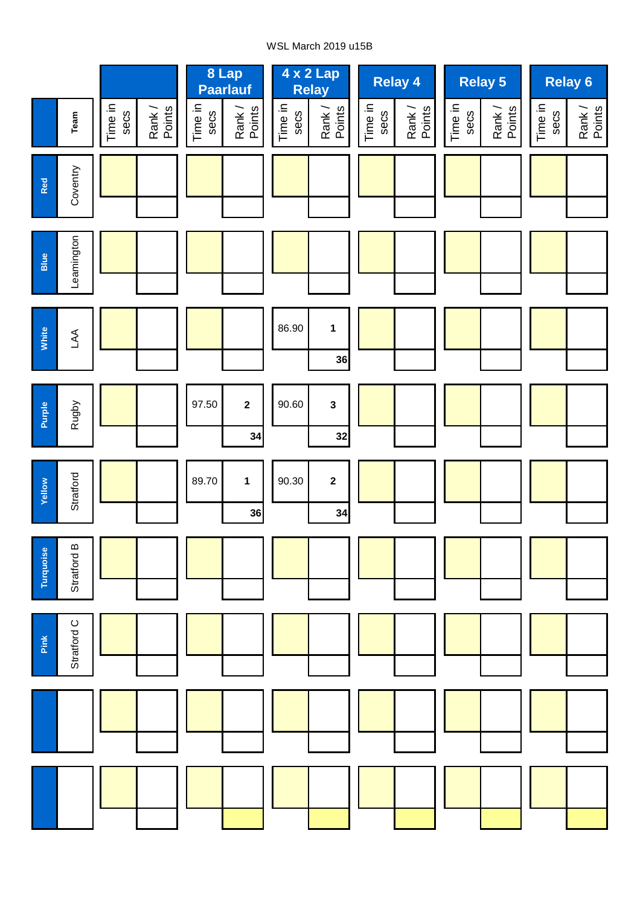WSL March 2019 u15B

| | Team | | | 8 Lap Paarlauf | | 4 x 2 Lap Relay | | Relay 4 | | Relay 5 | | Relay 6 | |
|---|---|---|---|---|---|---|---|---|---|---|---|---|---|
| | | Time in secs | Rank / Points | Time in secs | Rank / Points | Time in secs | Rank / Points | Time in secs | Rank / Points | Time in secs | Rank / Points | Time in secs | Rank / Points |
| Red | Coventry | | | | | | | | | | | | |
| Blue | Leamington | | | | | | | | | | | | |
| White | LAA | | | | | 86.90 | 1 / 36 | | | | | | |
| Purple | Rugby | | | 97.50 | 2 / 34 | 90.60 | 3 / 32 | | | | | | |
| Yellow | Stratford | | | 89.70 | 1 / 36 | 90.30 | 2 / 34 | | | | | | |
| Turquoise | Stratford B | | | | | | | | | | | | |
| Pink | Stratford C | | | | | | | | | | | | |
| | | | | | | | | | | | | | |
| | | | | | | | | | | | | | |